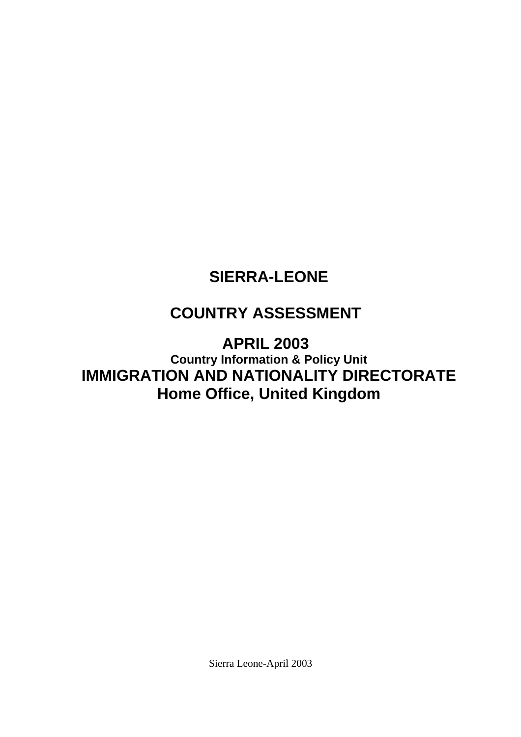# SIERRA-LEONE

# COUNTRY ASSESSMENT

# APRIL 2003

**Country Information & Policy Unit**

## IMMIGRATION AND NATIONALITY DIRECTORATE

## Home Office, United Kingdom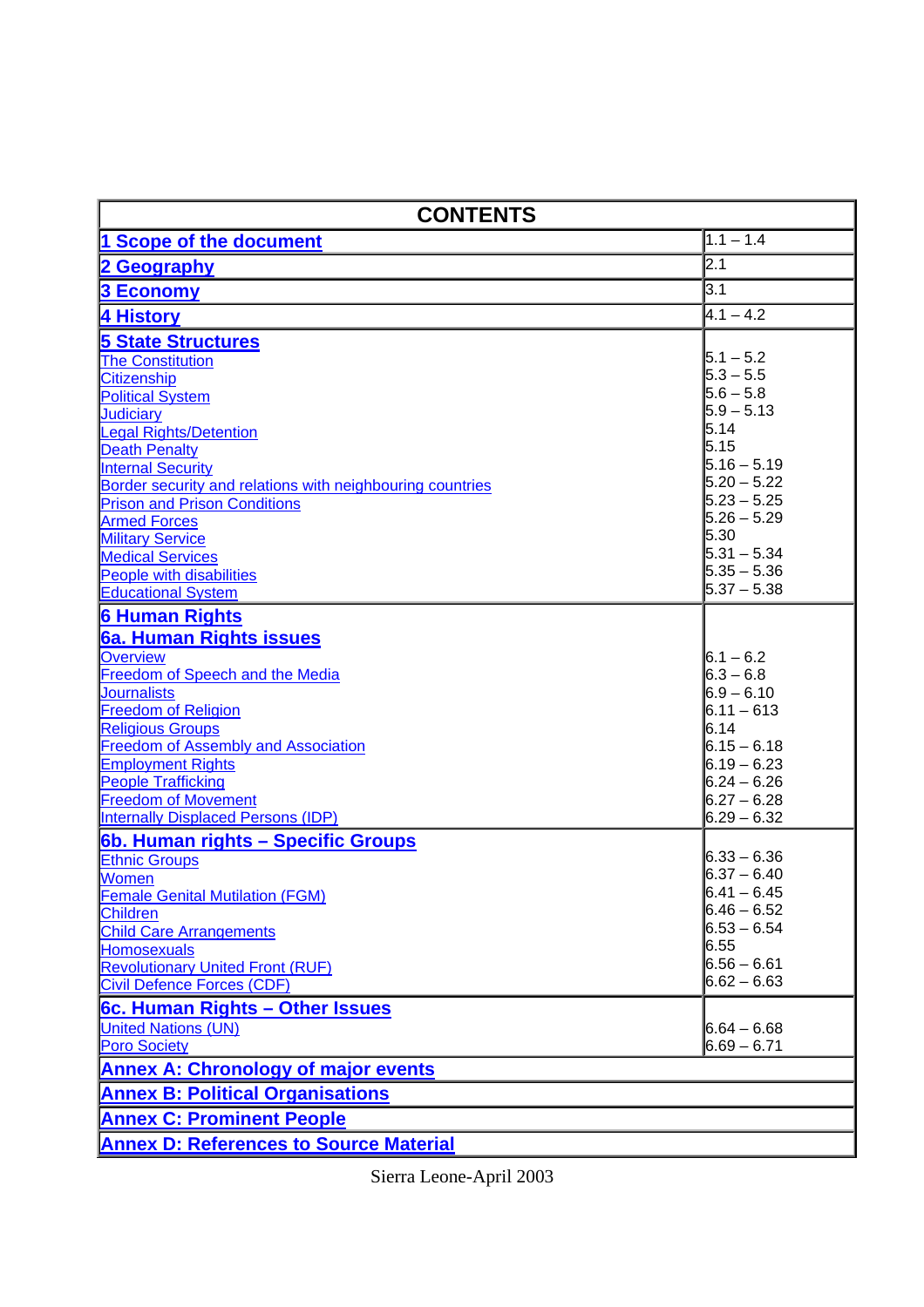| CONTENTS | |
|---|---|
| **1 Scope of the document** | 1.1 – 1.4 |
| **2 Geography** | 2.1 |
| **3 Economy** | 3.1 |
| **4 History** | 4.1 – 4.2 |
| **5 State Structures** | |
| The Constitution | 5.1 – 5.2 |
| Citizenship | 5.3 – 5.5 |
| Political System | 5.6 – 5.8 |
| Judiciary | 5.9 – 5.13 |
| Legal Rights/Detention | 5.14 |
| Death Penalty | 5.15 |
| Internal Security | 5.16 – 5.19 |
| Border security and relations with neighbouring countries | 5.20 – 5.22 |
| Prison and Prison Conditions | 5.23 – 5.25 |
| Armed Forces | 5.26 – 5.29 |
| Military Service | 5.30 |
| Medical Services | 5.31 – 5.34 |
| People with disabilities | 5.35 – 5.36 |
| Educational System | 5.37 – 5.38 |
| **6 Human Rights** | |
| **6a. Human Rights issues** | |
| Overview | 6.1 – 6.2 |
| Freedom of Speech and the Media | 6.3 – 6.8 |
| Journalists | 6.9 – 6.10 |
| Freedom of Religion | 6.11 – 613 |
| Religious Groups | 6.14 |
| Freedom of Assembly and Association | 6.15 – 6.18 |
| Employment Rights | 6.19 – 6.23 |
| People Trafficking | 6.24 – 6.26 |
| Freedom of Movement | 6.27 – 6.28 |
| Internally Displaced Persons (IDP) | 6.29 – 6.32 |
| **6b. Human rights – Specific Groups** | |
| Ethnic Groups | 6.33 – 6.36 |
| Women | 6.37 – 6.40 |
| Female Genital Mutilation (FGM) | 6.41 – 6.45 |
| Children | 6.46 – 6.52 |
| Child Care Arrangements | 6.53 – 6.54 |
| Homosexuals | 6.55 |
| Revolutionary United Front (RUF) | 6.56 – 6.61 |
| Civil Defence Forces (CDF) | 6.62 – 6.63 |
| **6c. Human Rights – Other Issues** | |
| United Nations (UN) | 6.64 – 6.68 |
| Poro Society | 6.69 – 6.71 |
| **Annex A: Chronology of major events** | |
| **Annex B: Political Organisations** | |
| **Annex C: Prominent People** | |
| **Annex D: References to Source Material** | |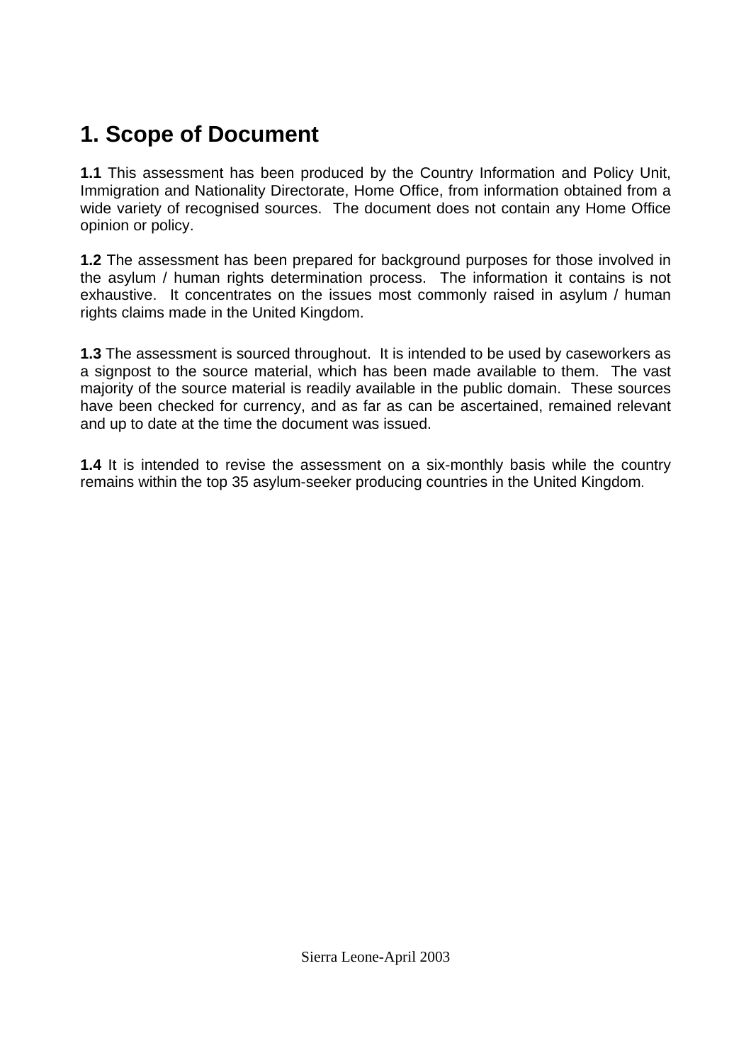# 1. Scope of Document

**1.1** This assessment has been produced by the Country Information and Policy Unit, Immigration and Nationality Directorate, Home Office, from information obtained from a wide variety of recognised sources. The document does not contain any Home Office opinion or policy.

**1.2** The assessment has been prepared for background purposes for those involved in the asylum / human rights determination process. The information it contains is not exhaustive. It concentrates on the issues most commonly raised in asylum / human rights claims made in the United Kingdom.

**1.3** The assessment is sourced throughout. It is intended to be used by caseworkers as a signpost to the source material, which has been made available to them. The vast majority of the source material is readily available in the public domain. These sources have been checked for currency, and as far as can be ascertained, remained relevant and up to date at the time the document was issued.

**1.4** It is intended to revise the assessment on a six-monthly basis while the country remains within the top 35 asylum-seeker producing countries in the United Kingdom.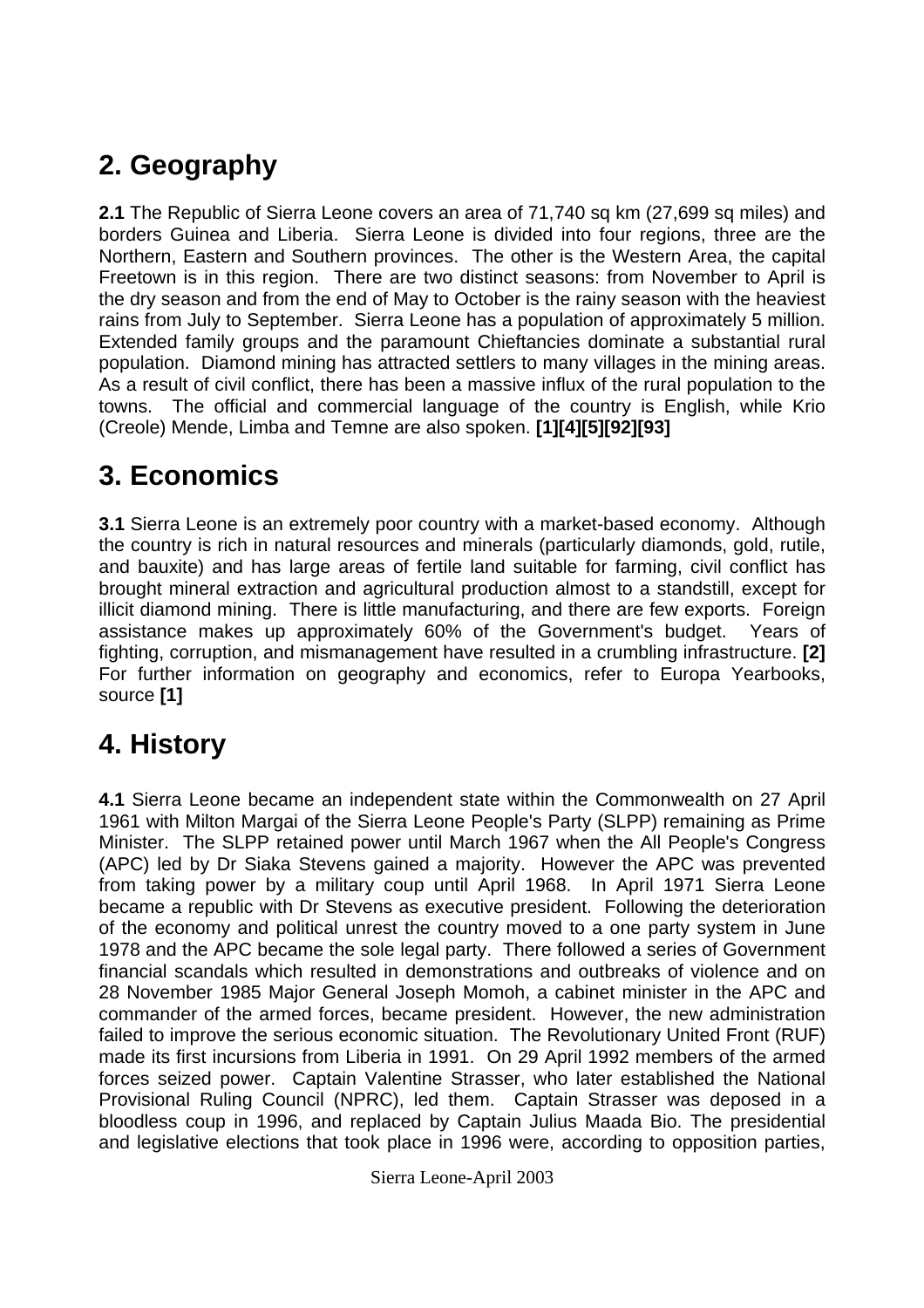## 2. Geography

**2.1** The Republic of Sierra Leone covers an area of 71,740 sq km (27,699 sq miles) and borders Guinea and Liberia. Sierra Leone is divided into four regions, three are the Northern, Eastern and Southern provinces. The other is the Western Area, the capital Freetown is in this region. There are two distinct seasons: from November to April is the dry season and from the end of May to October is the rainy season with the heaviest rains from July to September. Sierra Leone has a population of approximately 5 million. Extended family groups and the paramount Chieftancies dominate a substantial rural population. Diamond mining has attracted settlers to many villages in the mining areas. As a result of civil conflict, there has been a massive influx of the rural population to the towns. The official and commercial language of the country is English, while Krio (Creole) Mende, Limba and Temne are also spoken. **[1][4][5][92][93]**

## 3. Economics

**3.1** Sierra Leone is an extremely poor country with a market-based economy. Although the country is rich in natural resources and minerals (particularly diamonds, gold, rutile, and bauxite) and has large areas of fertile land suitable for farming, civil conflict has brought mineral extraction and agricultural production almost to a standstill, except for illicit diamond mining. There is little manufacturing, and there are few exports. Foreign assistance makes up approximately 60% of the Government's budget. Years of fighting, corruption, and mismanagement have resulted in a crumbling infrastructure. **[2]** For further information on geography and economics, refer to Europa Yearbooks, source **[1]**

## 4. History

**4.1** Sierra Leone became an independent state within the Commonwealth on 27 April 1961 with Milton Margai of the Sierra Leone People's Party (SLPP) remaining as Prime Minister. The SLPP retained power until March 1967 when the All People's Congress (APC) led by Dr Siaka Stevens gained a majority. However the APC was prevented from taking power by a military coup until April 1968. In April 1971 Sierra Leone became a republic with Dr Stevens as executive president. Following the deterioration of the economy and political unrest the country moved to a one party system in June 1978 and the APC became the sole legal party. There followed a series of Government financial scandals which resulted in demonstrations and outbreaks of violence and on 28 November 1985 Major General Joseph Momoh, a cabinet minister in the APC and commander of the armed forces, became president. However, the new administration failed to improve the serious economic situation. The Revolutionary United Front (RUF) made its first incursions from Liberia in 1991. On 29 April 1992 members of the armed forces seized power. Captain Valentine Strasser, who later established the National Provisional Ruling Council (NPRC), led them. Captain Strasser was deposed in a bloodless coup in 1996, and replaced by Captain Julius Maada Bio. The presidential and legislative elections that took place in 1996 were, according to opposition parties,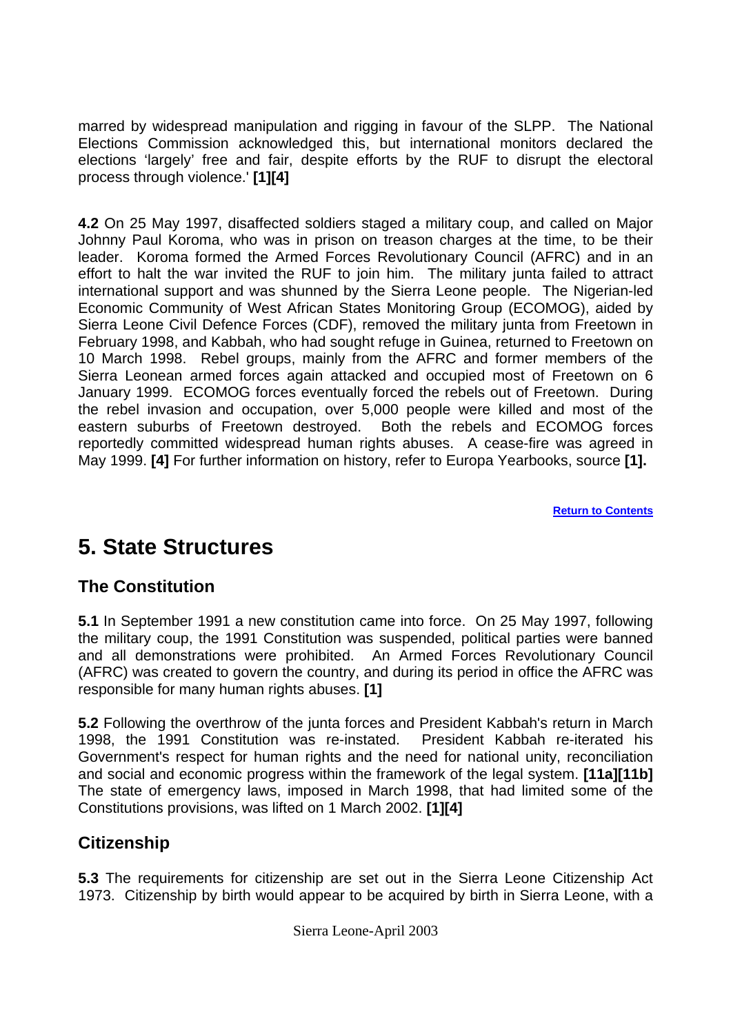marred by widespread manipulation and rigging in favour of the SLPP. The National Elections Commission acknowledged this, but international monitors declared the elections 'largely' free and fair, despite efforts by the RUF to disrupt the electoral process through violence.' **[1][4]**

**4.2** On 25 May 1997, disaffected soldiers staged a military coup, and called on Major Johnny Paul Koroma, who was in prison on treason charges at the time, to be their leader. Koroma formed the Armed Forces Revolutionary Council (AFRC) and in an effort to halt the war invited the RUF to join him. The military junta failed to attract international support and was shunned by the Sierra Leone people. The Nigerian-led Economic Community of West African States Monitoring Group (ECOMOG), aided by Sierra Leone Civil Defence Forces (CDF), removed the military junta from Freetown in February 1998, and Kabbah, who had sought refuge in Guinea, returned to Freetown on 10 March 1998. Rebel groups, mainly from the AFRC and former members of the Sierra Leonean armed forces again attacked and occupied most of Freetown on 6 January 1999. ECOMOG forces eventually forced the rebels out of Freetown. During the rebel invasion and occupation, over 5,000 people were killed and most of the eastern suburbs of Freetown destroyed. Both the rebels and ECOMOG forces reportedly committed widespread human rights abuses. A cease-fire was agreed in May 1999. **[4]** For further information on history, refer to Europa Yearbooks, source **[1].**

Return to Contents

# 5. State Structures

## The Constitution

**5.1** In September 1991 a new constitution came into force. On 25 May 1997, following the military coup, the 1991 Constitution was suspended, political parties were banned and all demonstrations were prohibited. An Armed Forces Revolutionary Council (AFRC) was created to govern the country, and during its period in office the AFRC was responsible for many human rights abuses. **[1]**

**5.2** Following the overthrow of the junta forces and President Kabbah's return in March 1998, the 1991 Constitution was re-instated. President Kabbah re-iterated his Government's respect for human rights and the need for national unity, reconciliation and social and economic progress within the framework of the legal system. **[11a][11b]** The state of emergency laws, imposed in March 1998, that had limited some of the Constitutions provisions, was lifted on 1 March 2002. **[1][4]**

## Citizenship

**5.3** The requirements for citizenship are set out in the Sierra Leone Citizenship Act 1973. Citizenship by birth would appear to be acquired by birth in Sierra Leone, with a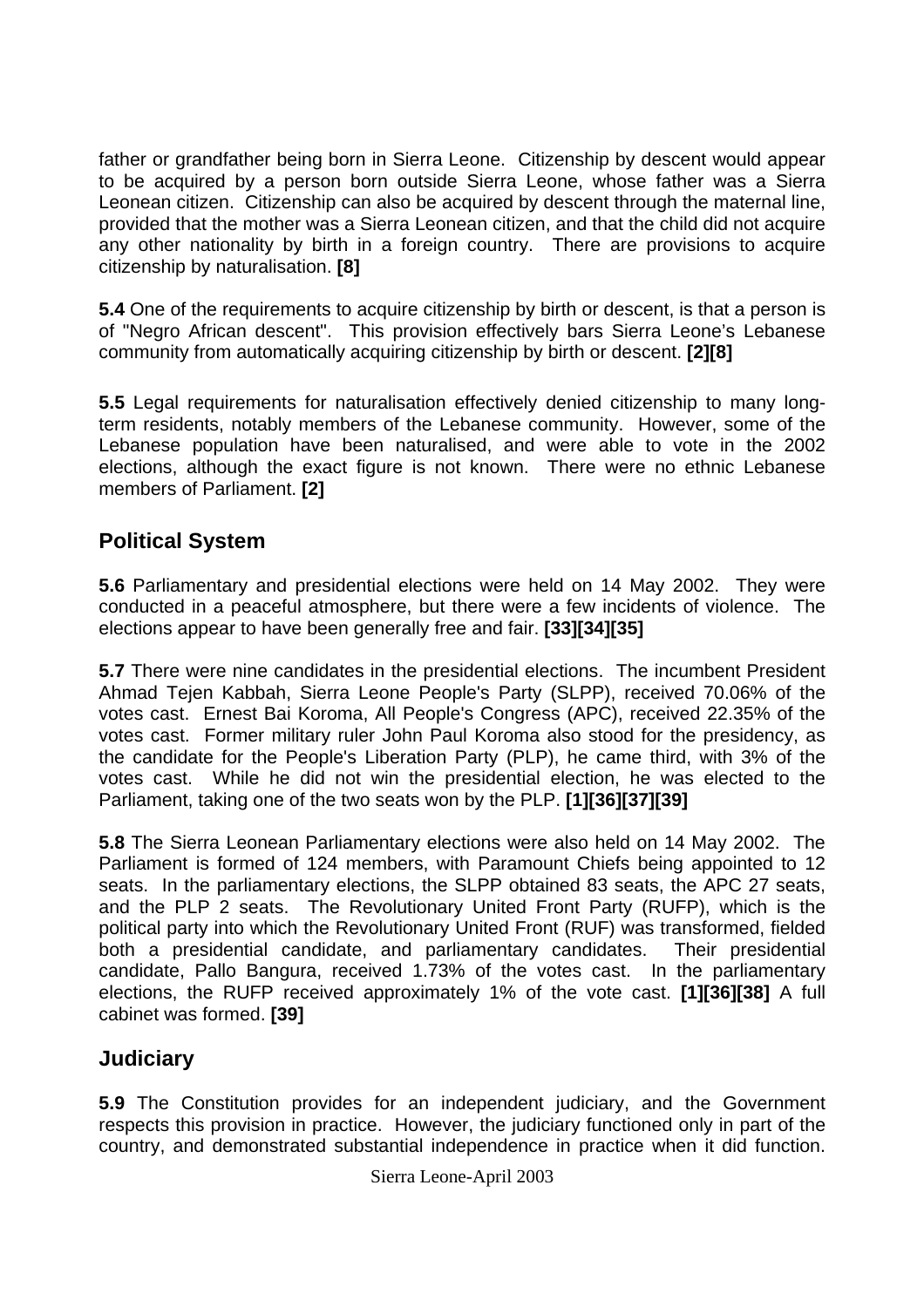father or grandfather being born in Sierra Leone. Citizenship by descent would appear to be acquired by a person born outside Sierra Leone, whose father was a Sierra Leonean citizen. Citizenship can also be acquired by descent through the maternal line, provided that the mother was a Sierra Leonean citizen, and that the child did not acquire any other nationality by birth in a foreign country. There are provisions to acquire citizenship by naturalisation. **[8]**

**5.4** One of the requirements to acquire citizenship by birth or descent, is that a person is of "Negro African descent". This provision effectively bars Sierra Leone's Lebanese community from automatically acquiring citizenship by birth or descent. **[2][8]**

**5.5** Legal requirements for naturalisation effectively denied citizenship to many long-term residents, notably members of the Lebanese community. However, some of the Lebanese population have been naturalised, and were able to vote in the 2002 elections, although the exact figure is not known. There were no ethnic Lebanese members of Parliament. **[2]**

## Political System

**5.6** Parliamentary and presidential elections were held on 14 May 2002. They were conducted in a peaceful atmosphere, but there were a few incidents of violence. The elections appear to have been generally free and fair. **[33][34][35]**

**5.7** There were nine candidates in the presidential elections. The incumbent President Ahmad Tejen Kabbah, Sierra Leone People's Party (SLPP), received 70.06% of the votes cast. Ernest Bai Koroma, All People's Congress (APC), received 22.35% of the votes cast. Former military ruler John Paul Koroma also stood for the presidency, as the candidate for the People's Liberation Party (PLP), he came third, with 3% of the votes cast. While he did not win the presidential election, he was elected to the Parliament, taking one of the two seats won by the PLP. **[1][36][37][39]**

**5.8** The Sierra Leonean Parliamentary elections were also held on 14 May 2002. The Parliament is formed of 124 members, with Paramount Chiefs being appointed to 12 seats. In the parliamentary elections, the SLPP obtained 83 seats, the APC 27 seats, and the PLP 2 seats. The Revolutionary United Front Party (RUFP), which is the political party into which the Revolutionary United Front (RUF) was transformed, fielded both a presidential candidate, and parliamentary candidates. Their presidential candidate, Pallo Bangura, received 1.73% of the votes cast. In the parliamentary elections, the RUFP received approximately 1% of the vote cast. **[1][36][38]** A full cabinet was formed. **[39]**

## Judiciary

**5.9** The Constitution provides for an independent judiciary, and the Government respects this provision in practice. However, the judiciary functioned only in part of the country, and demonstrated substantial independence in practice when it did function.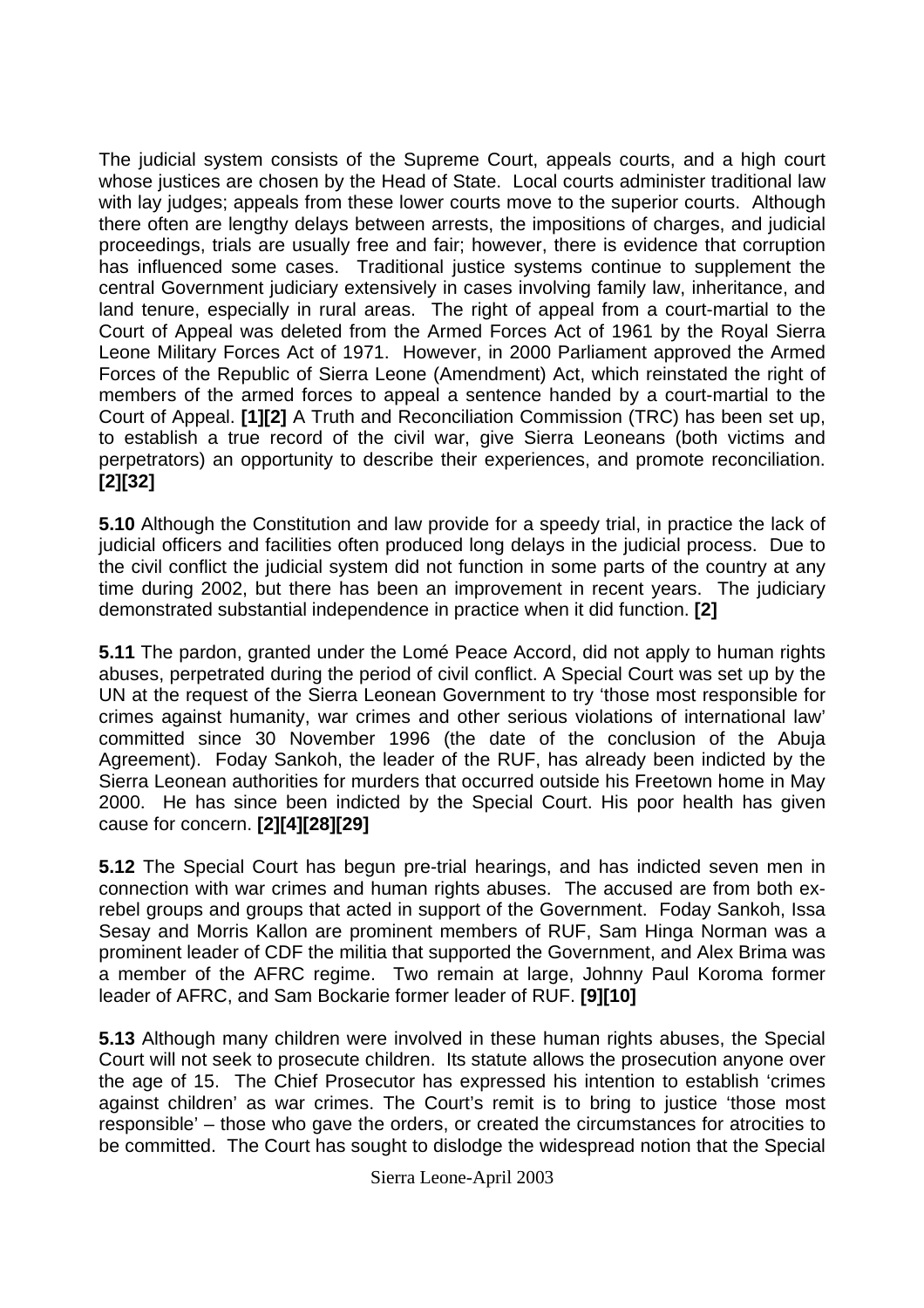The judicial system consists of the Supreme Court, appeals courts, and a high court whose justices are chosen by the Head of State. Local courts administer traditional law with lay judges; appeals from these lower courts move to the superior courts. Although there often are lengthy delays between arrests, the impositions of charges, and judicial proceedings, trials are usually free and fair; however, there is evidence that corruption has influenced some cases. Traditional justice systems continue to supplement the central Government judiciary extensively in cases involving family law, inheritance, and land tenure, especially in rural areas. The right of appeal from a court-martial to the Court of Appeal was deleted from the Armed Forces Act of 1961 by the Royal Sierra Leone Military Forces Act of 1971. However, in 2000 Parliament approved the Armed Forces of the Republic of Sierra Leone (Amendment) Act, which reinstated the right of members of the armed forces to appeal a sentence handed by a court-martial to the Court of Appeal. **[1][2]** A Truth and Reconciliation Commission (TRC) has been set up, to establish a true record of the civil war, give Sierra Leoneans (both victims and perpetrators) an opportunity to describe their experiences, and promote reconciliation. **[2][32]**

**5.10** Although the Constitution and law provide for a speedy trial, in practice the lack of judicial officers and facilities often produced long delays in the judicial process. Due to the civil conflict the judicial system did not function in some parts of the country at any time during 2002, but there has been an improvement in recent years. The judiciary demonstrated substantial independence in practice when it did function. **[2]**

**5.11** The pardon, granted under the Lomé Peace Accord, did not apply to human rights abuses, perpetrated during the period of civil conflict. A Special Court was set up by the UN at the request of the Sierra Leonean Government to try 'those most responsible for crimes against humanity, war crimes and other serious violations of international law' committed since 30 November 1996 (the date of the conclusion of the Abuja Agreement). Foday Sankoh, the leader of the RUF, has already been indicted by the Sierra Leonean authorities for murders that occurred outside his Freetown home in May 2000. He has since been indicted by the Special Court. His poor health has given cause for concern. **[2][4][28][29]**

**5.12** The Special Court has begun pre-trial hearings, and has indicted seven men in connection with war crimes and human rights abuses. The accused are from both ex-rebel groups and groups that acted in support of the Government. Foday Sankoh, Issa Sesay and Morris Kallon are prominent members of RUF, Sam Hinga Norman was a prominent leader of CDF the militia that supported the Government, and Alex Brima was a member of the AFRC regime. Two remain at large, Johnny Paul Koroma former leader of AFRC, and Sam Bockarie former leader of RUF. **[9][10]**

**5.13** Although many children were involved in these human rights abuses, the Special Court will not seek to prosecute children. Its statute allows the prosecution anyone over the age of 15. The Chief Prosecutor has expressed his intention to establish 'crimes against children' as war crimes. The Court's remit is to bring to justice 'those most responsible' – those who gave the orders, or created the circumstances for atrocities to be committed. The Court has sought to dislodge the widespread notion that the Special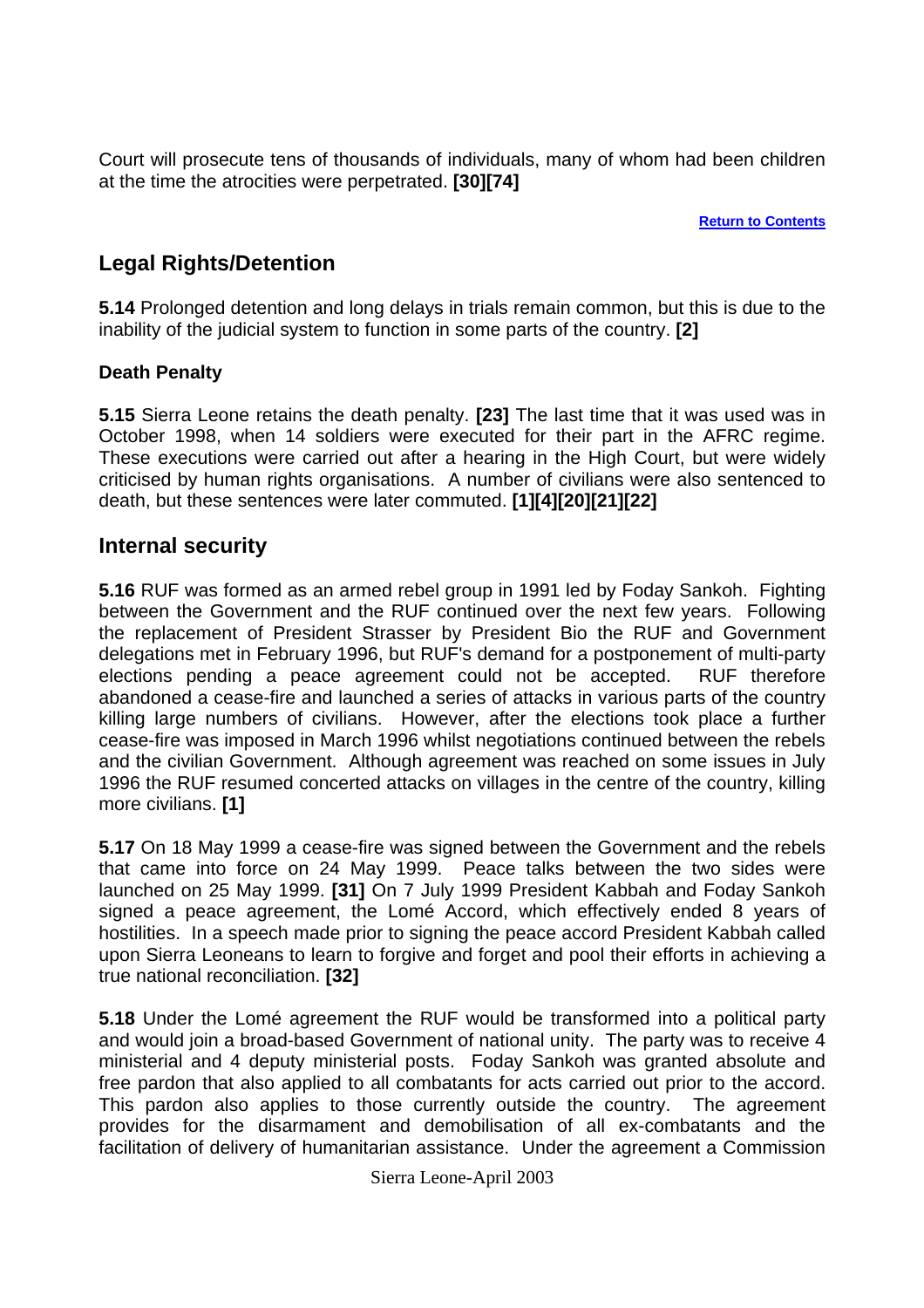Court will prosecute tens of thousands of individuals, many of whom had been children at the time the atrocities were perpetrated. **[30][74]**

**Return to Contents**

## Legal Rights/Detention

**5.14** Prolonged detention and long delays in trials remain common, but this is due to the inability of the judicial system to function in some parts of the country. **[2]**

### Death Penalty

**5.15** Sierra Leone retains the death penalty. **[23]** The last time that it was used was in October 1998, when 14 soldiers were executed for their part in the AFRC regime. These executions were carried out after a hearing in the High Court, but were widely criticised by human rights organisations. A number of civilians were also sentenced to death, but these sentences were later commuted. **[1][4][20][21][22]**

## Internal security

**5.16** RUF was formed as an armed rebel group in 1991 led by Foday Sankoh. Fighting between the Government and the RUF continued over the next few years. Following the replacement of President Strasser by President Bio the RUF and Government delegations met in February 1996, but RUF's demand for a postponement of multi-party elections pending a peace agreement could not be accepted. RUF therefore abandoned a cease-fire and launched a series of attacks in various parts of the country killing large numbers of civilians. However, after the elections took place a further cease-fire was imposed in March 1996 whilst negotiations continued between the rebels and the civilian Government. Although agreement was reached on some issues in July 1996 the RUF resumed concerted attacks on villages in the centre of the country, killing more civilians. **[1]**

**5.17** On 18 May 1999 a cease-fire was signed between the Government and the rebels that came into force on 24 May 1999. Peace talks between the two sides were launched on 25 May 1999. **[31]** On 7 July 1999 President Kabbah and Foday Sankoh signed a peace agreement, the Lomé Accord, which effectively ended 8 years of hostilities. In a speech made prior to signing the peace accord President Kabbah called upon Sierra Leoneans to learn to forgive and forget and pool their efforts in achieving a true national reconciliation. **[32]**

**5.18** Under the Lomé agreement the RUF would be transformed into a political party and would join a broad-based Government of national unity. The party was to receive 4 ministerial and 4 deputy ministerial posts. Foday Sankoh was granted absolute and free pardon that also applied to all combatants for acts carried out prior to the accord. This pardon also applies to those currently outside the country. The agreement provides for the disarmament and demobilisation of all ex-combatants and the facilitation of delivery of humanitarian assistance. Under the agreement a Commission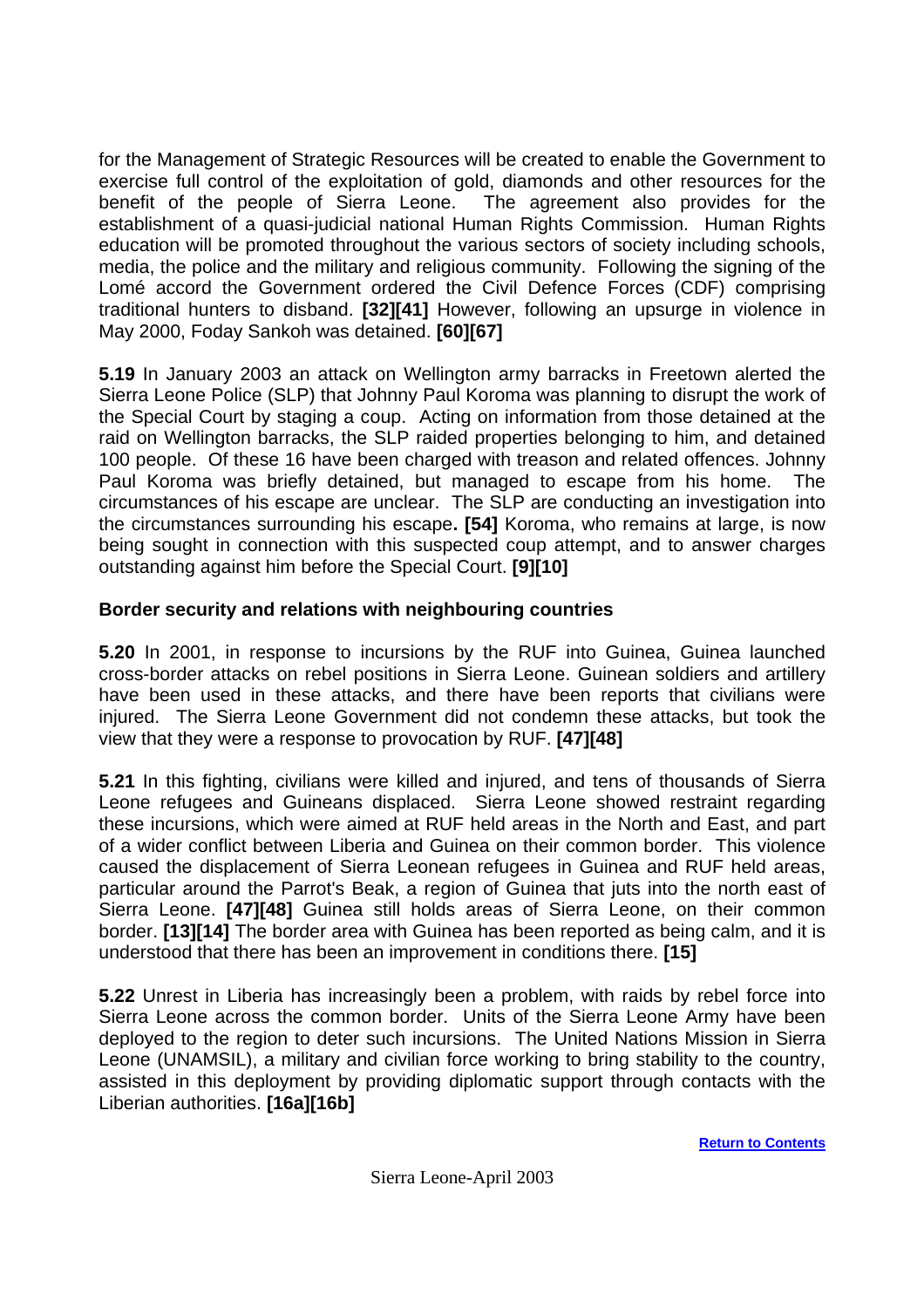for the Management of Strategic Resources will be created to enable the Government to exercise full control of the exploitation of gold, diamonds and other resources for the benefit of the people of Sierra Leone. The agreement also provides for the establishment of a quasi-judicial national Human Rights Commission. Human Rights education will be promoted throughout the various sectors of society including schools, media, the police and the military and religious community. Following the signing of the Lomé accord the Government ordered the Civil Defence Forces (CDF) comprising traditional hunters to disband. **[32][41]** However, following an upsurge in violence in May 2000, Foday Sankoh was detained. **[60][67]**

**5.19** In January 2003 an attack on Wellington army barracks in Freetown alerted the Sierra Leone Police (SLP) that Johnny Paul Koroma was planning to disrupt the work of the Special Court by staging a coup. Acting on information from those detained at the raid on Wellington barracks, the SLP raided properties belonging to him, and detained 100 people. Of these 16 have been charged with treason and related offences. Johnny Paul Koroma was briefly detained, but managed to escape from his home. The circumstances of his escape are unclear. The SLP are conducting an investigation into the circumstances surrounding his escape**. [54]** Koroma, who remains at large, is now being sought in connection with this suspected coup attempt, and to answer charges outstanding against him before the Special Court. **[9][10]**

**Border security and relations with neighbouring countries**

**5.20** In 2001, in response to incursions by the RUF into Guinea, Guinea launched cross-border attacks on rebel positions in Sierra Leone. Guinean soldiers and artillery have been used in these attacks, and there have been reports that civilians were injured. The Sierra Leone Government did not condemn these attacks, but took the view that they were a response to provocation by RUF. **[47][48]**

**5.21** In this fighting, civilians were killed and injured, and tens of thousands of Sierra Leone refugees and Guineans displaced. Sierra Leone showed restraint regarding these incursions, which were aimed at RUF held areas in the North and East, and part of a wider conflict between Liberia and Guinea on their common border. This violence caused the displacement of Sierra Leonean refugees in Guinea and RUF held areas, particular around the Parrot's Beak, a region of Guinea that juts into the north east of Sierra Leone. **[47][48]** Guinea still holds areas of Sierra Leone, on their common border. **[13][14]** The border area with Guinea has been reported as being calm, and it is understood that there has been an improvement in conditions there. **[15]**

**5.22** Unrest in Liberia has increasingly been a problem, with raids by rebel force into Sierra Leone across the common border. Units of the Sierra Leone Army have been deployed to the region to deter such incursions. The United Nations Mission in Sierra Leone (UNAMSIL), a military and civilian force working to bring stability to the country, assisted in this deployment by providing diplomatic support through contacts with the Liberian authorities. **[16a][16b]**

**Return to Contents**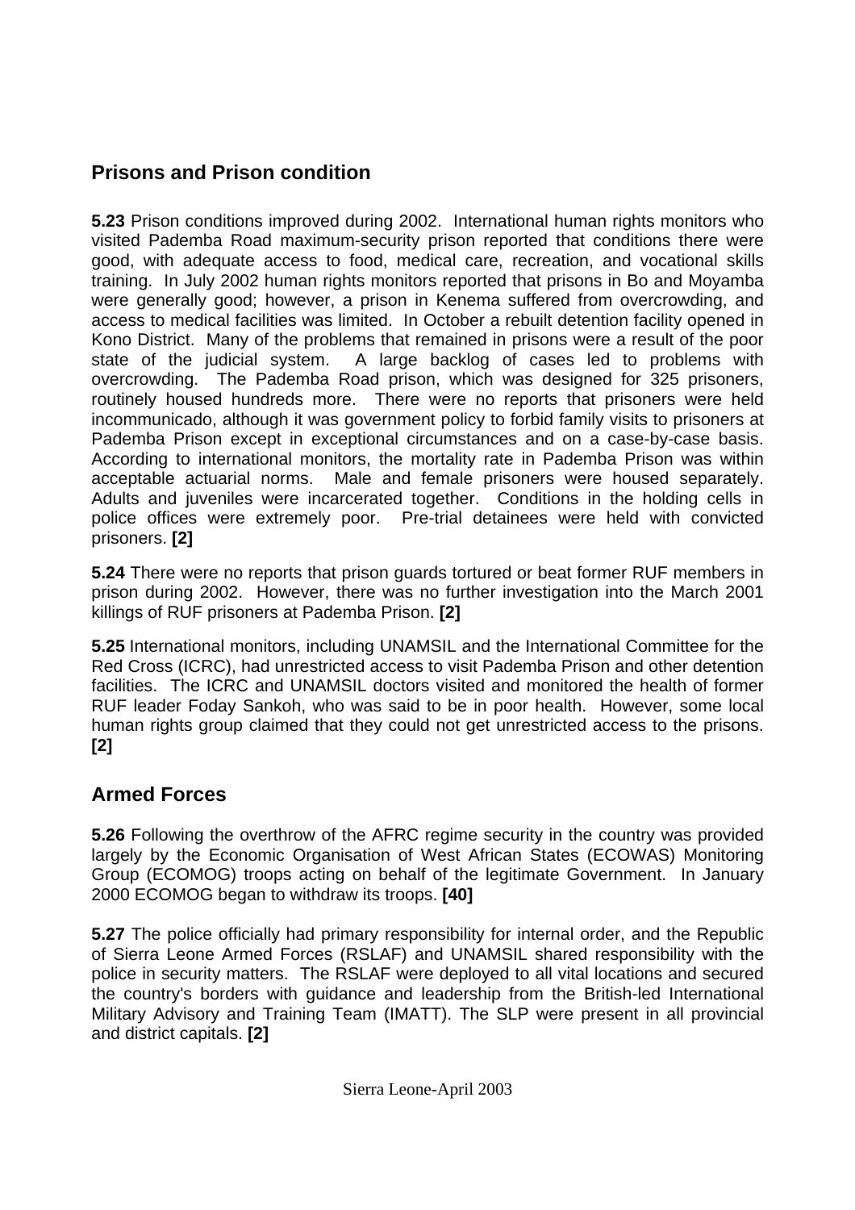## Prisons and Prison condition

**5.23** Prison conditions improved during 2002. International human rights monitors who visited Pademba Road maximum-security prison reported that conditions there were good, with adequate access to food, medical care, recreation, and vocational skills training. In July 2002 human rights monitors reported that prisons in Bo and Moyamba were generally good; however, a prison in Kenema suffered from overcrowding, and access to medical facilities was limited. In October a rebuilt detention facility opened in Kono District. Many of the problems that remained in prisons were a result of the poor state of the judicial system. A large backlog of cases led to problems with overcrowding. The Pademba Road prison, which was designed for 325 prisoners, routinely housed hundreds more. There were no reports that prisoners were held incommunicado, although it was government policy to forbid family visits to prisoners at Pademba Prison except in exceptional circumstances and on a case-by-case basis. According to international monitors, the mortality rate in Pademba Prison was within acceptable actuarial norms. Male and female prisoners were housed separately. Adults and juveniles were incarcerated together. Conditions in the holding cells in police offices were extremely poor. Pre-trial detainees were held with convicted prisoners. **[2]**

**5.24** There were no reports that prison guards tortured or beat former RUF members in prison during 2002. However, there was no further investigation into the March 2001 killings of RUF prisoners at Pademba Prison. **[2]**

**5.25** International monitors, including UNAMSIL and the International Committee for the Red Cross (ICRC), had unrestricted access to visit Pademba Prison and other detention facilities. The ICRC and UNAMSIL doctors visited and monitored the health of former RUF leader Foday Sankoh, who was said to be in poor health. However, some local human rights group claimed that they could not get unrestricted access to the prisons. **[2]**

## Armed Forces

**5.26** Following the overthrow of the AFRC regime security in the country was provided largely by the Economic Organisation of West African States (ECOWAS) Monitoring Group (ECOMOG) troops acting on behalf of the legitimate Government. In January 2000 ECOMOG began to withdraw its troops. **[40]**

**5.27** The police officially had primary responsibility for internal order, and the Republic of Sierra Leone Armed Forces (RSLAF) and UNAMSIL shared responsibility with the police in security matters. The RSLAF were deployed to all vital locations and secured the country's borders with guidance and leadership from the British-led International Military Advisory and Training Team (IMATT). The SLP were present in all provincial and district capitals. **[2]**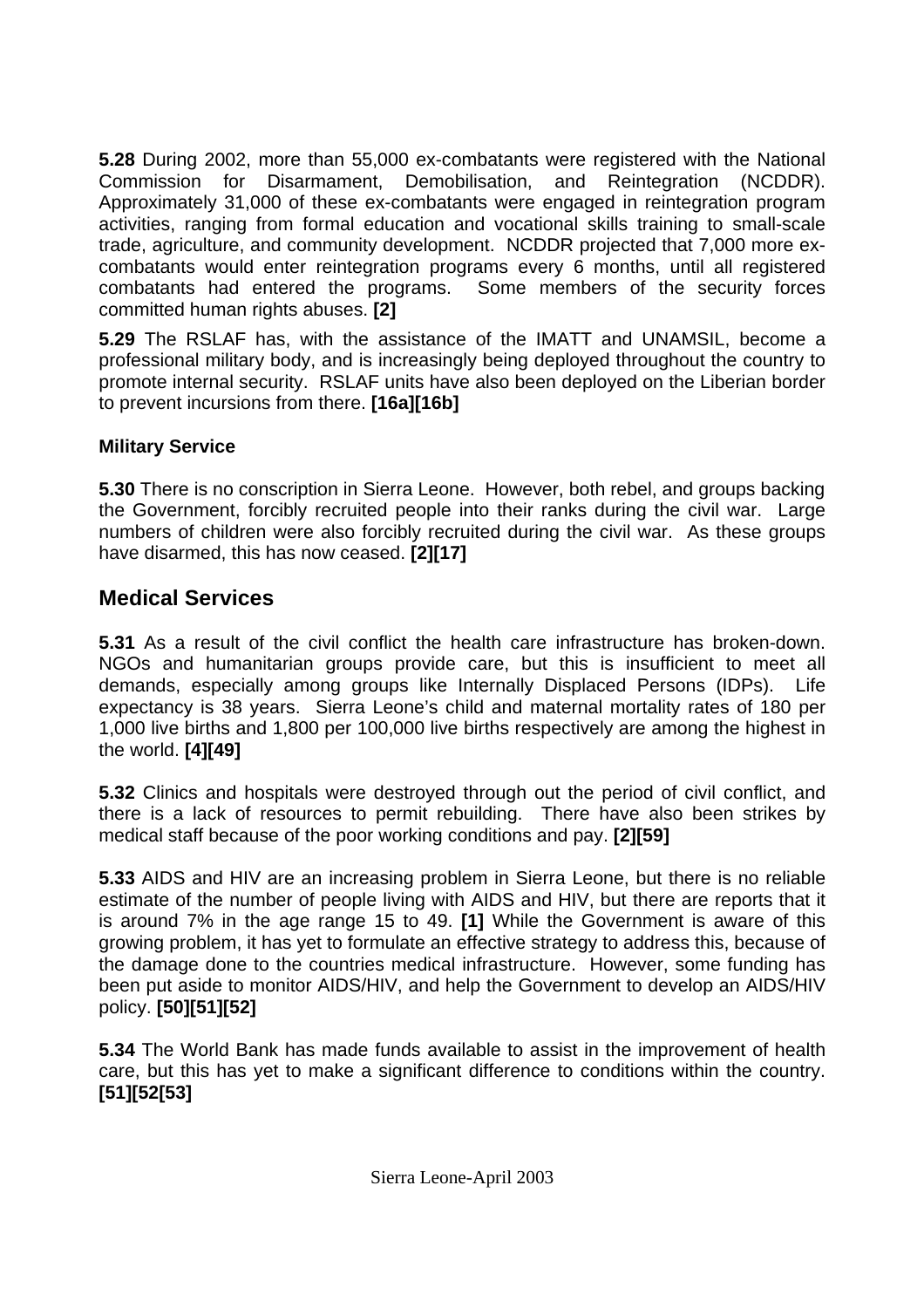**5.28** During 2002, more than 55,000 ex-combatants were registered with the National Commission for Disarmament, Demobilisation, and Reintegration (NCDDR). Approximately 31,000 of these ex-combatants were engaged in reintegration program activities, ranging from formal education and vocational skills training to small-scale trade, agriculture, and community development. NCDDR projected that 7,000 more ex-combatants would enter reintegration programs every 6 months, until all registered combatants had entered the programs. Some members of the security forces committed human rights abuses. **[2]**

**5.29** The RSLAF has, with the assistance of the IMATT and UNAMSIL, become a professional military body, and is increasingly being deployed throughout the country to promote internal security. RSLAF units have also been deployed on the Liberian border to prevent incursions from there. **[16a][16b]**

### Military Service

**5.30** There is no conscription in Sierra Leone. However, both rebel, and groups backing the Government, forcibly recruited people into their ranks during the civil war. Large numbers of children were also forcibly recruited during the civil war. As these groups have disarmed, this has now ceased. **[2][17]**

## Medical Services

**5.31** As a result of the civil conflict the health care infrastructure has broken-down. NGOs and humanitarian groups provide care, but this is insufficient to meet all demands, especially among groups like Internally Displaced Persons (IDPs). Life expectancy is 38 years. Sierra Leone's child and maternal mortality rates of 180 per 1,000 live births and 1,800 per 100,000 live births respectively are among the highest in the world. **[4][49]**

**5.32** Clinics and hospitals were destroyed through out the period of civil conflict, and there is a lack of resources to permit rebuilding. There have also been strikes by medical staff because of the poor working conditions and pay. **[2][59]**

**5.33** AIDS and HIV are an increasing problem in Sierra Leone, but there is no reliable estimate of the number of people living with AIDS and HIV, but there are reports that it is around 7% in the age range 15 to 49. **[1]** While the Government is aware of this growing problem, it has yet to formulate an effective strategy to address this, because of the damage done to the countries medical infrastructure. However, some funding has been put aside to monitor AIDS/HIV, and help the Government to develop an AIDS/HIV policy. **[50][51][52]**

**5.34** The World Bank has made funds available to assist in the improvement of health care, but this has yet to make a significant difference to conditions within the country. **[51][52[53]**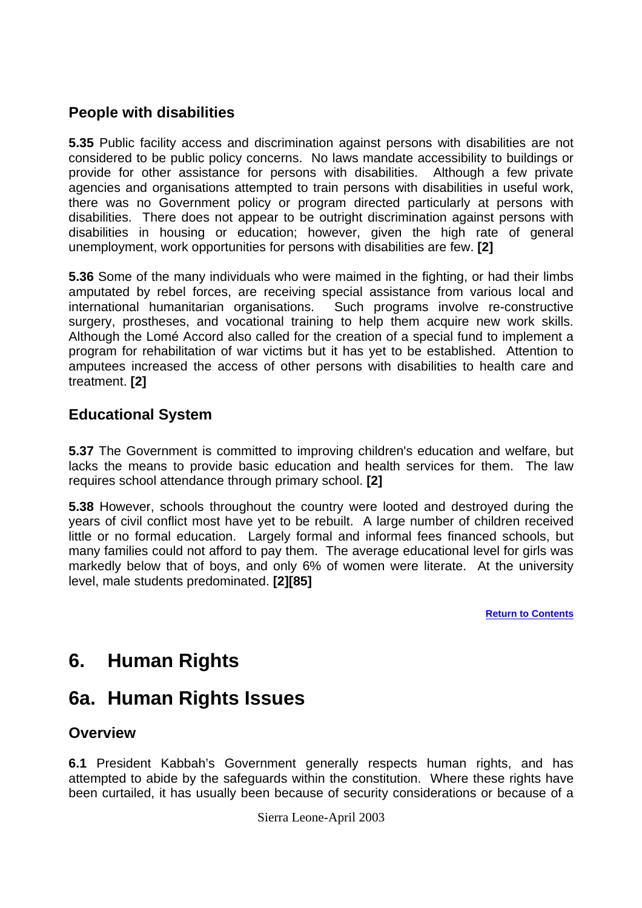### People with disabilities

**5.35** Public facility access and discrimination against persons with disabilities are not considered to be public policy concerns. No laws mandate accessibility to buildings or provide for other assistance for persons with disabilities. Although a few private agencies and organisations attempted to train persons with disabilities in useful work, there was no Government policy or program directed particularly at persons with disabilities. There does not appear to be outright discrimination against persons with disabilities in housing or education; however, given the high rate of general unemployment, work opportunities for persons with disabilities are few. **[2]**

**5.36** Some of the many individuals who were maimed in the fighting, or had their limbs amputated by rebel forces, are receiving special assistance from various local and international humanitarian organisations. Such programs involve re-constructive surgery, prostheses, and vocational training to help them acquire new work skills. Although the Lomé Accord also called for the creation of a special fund to implement a program for rehabilitation of war victims but it has yet to be established. Attention to amputees increased the access of other persons with disabilities to health care and treatment. **[2]**

### Educational System

**5.37** The Government is committed to improving children's education and welfare, but lacks the means to provide basic education and health services for them. The law requires school attendance through primary school. **[2]**

**5.38** However, schools throughout the country were looted and destroyed during the years of civil conflict most have yet to be rebuilt. A large number of children received little or no formal education. Largely formal and informal fees financed schools, but many families could not afford to pay them. The average educational level for girls was markedly below that of boys, and only 6% of women were literate. At the university level, male students predominated. **[2][85]**

Return to Contents

# 6. Human Rights

## 6a. Human Rights Issues

### Overview

**6.1** President Kabbah's Government generally respects human rights, and has attempted to abide by the safeguards within the constitution. Where these rights have been curtailed, it has usually been because of security considerations or because of a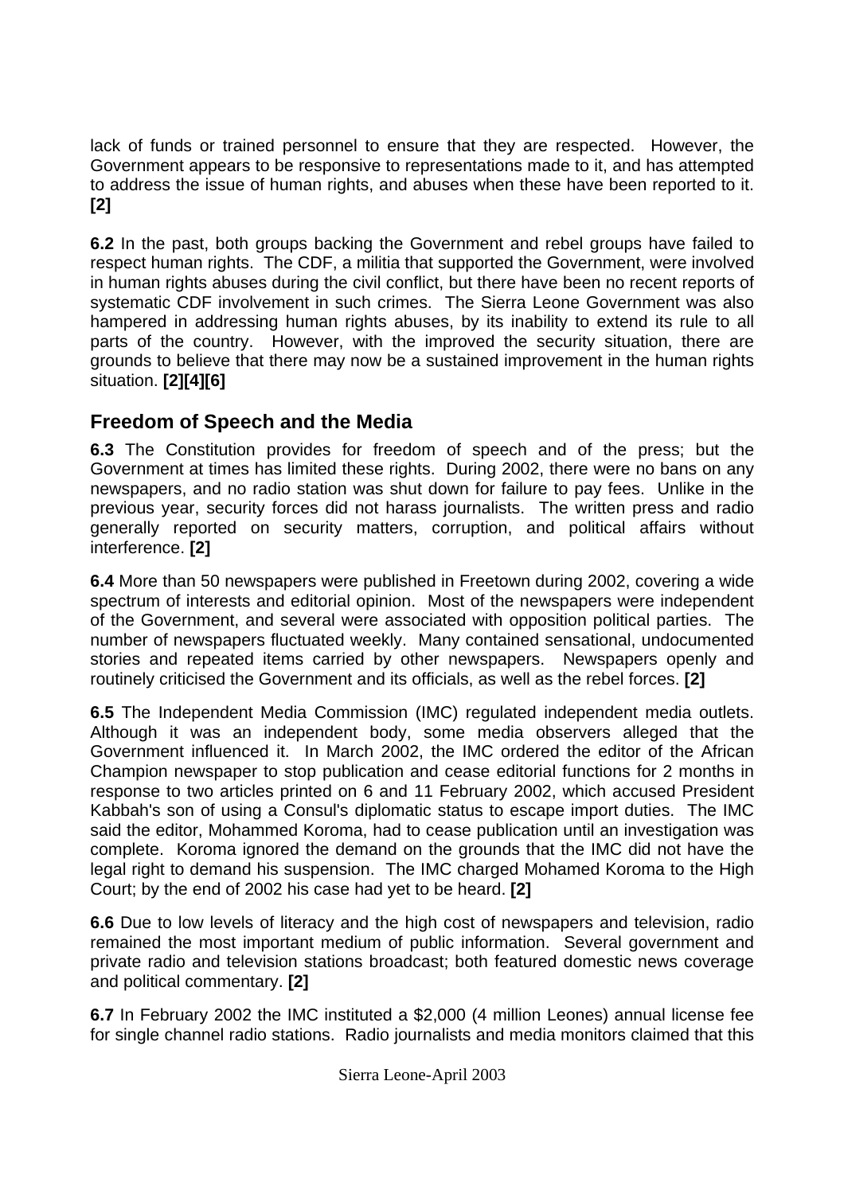lack of funds or trained personnel to ensure that they are respected. However, the Government appears to be responsive to representations made to it, and has attempted to address the issue of human rights, and abuses when these have been reported to it. **[2]**

**6.2** In the past, both groups backing the Government and rebel groups have failed to respect human rights. The CDF, a militia that supported the Government, were involved in human rights abuses during the civil conflict, but there have been no recent reports of systematic CDF involvement in such crimes. The Sierra Leone Government was also hampered in addressing human rights abuses, by its inability to extend its rule to all parts of the country. However, with the improved the security situation, there are grounds to believe that there may now be a sustained improvement in the human rights situation. **[2][4][6]**

## Freedom of Speech and the Media

**6.3** The Constitution provides for freedom of speech and of the press; but the Government at times has limited these rights. During 2002, there were no bans on any newspapers, and no radio station was shut down for failure to pay fees. Unlike in the previous year, security forces did not harass journalists. The written press and radio generally reported on security matters, corruption, and political affairs without interference. **[2]**

**6.4** More than 50 newspapers were published in Freetown during 2002, covering a wide spectrum of interests and editorial opinion. Most of the newspapers were independent of the Government, and several were associated with opposition political parties. The number of newspapers fluctuated weekly. Many contained sensational, undocumented stories and repeated items carried by other newspapers. Newspapers openly and routinely criticised the Government and its officials, as well as the rebel forces. **[2]**

**6.5** The Independent Media Commission (IMC) regulated independent media outlets. Although it was an independent body, some media observers alleged that the Government influenced it. In March 2002, the IMC ordered the editor of the African Champion newspaper to stop publication and cease editorial functions for 2 months in response to two articles printed on 6 and 11 February 2002, which accused President Kabbah's son of using a Consul's diplomatic status to escape import duties. The IMC said the editor, Mohammed Koroma, had to cease publication until an investigation was complete. Koroma ignored the demand on the grounds that the IMC did not have the legal right to demand his suspension. The IMC charged Mohamed Koroma to the High Court; by the end of 2002 his case had yet to be heard. **[2]**

**6.6** Due to low levels of literacy and the high cost of newspapers and television, radio remained the most important medium of public information. Several government and private radio and television stations broadcast; both featured domestic news coverage and political commentary. **[2]**

**6.7** In February 2002 the IMC instituted a $2,000 (4 million Leones) annual license fee for single channel radio stations. Radio journalists and media monitors claimed that this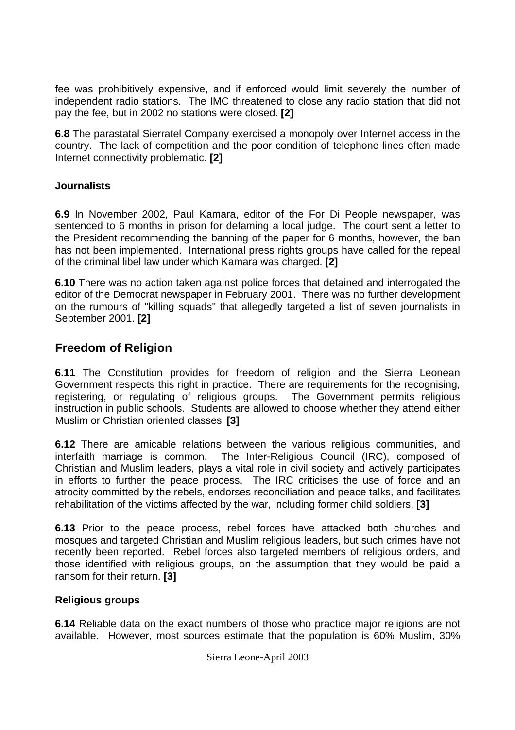fee was prohibitively expensive, and if enforced would limit severely the number of independent radio stations. The IMC threatened to close any radio station that did not pay the fee, but in 2002 no stations were closed. **[2]**

**6.8** The parastatal Sierratel Company exercised a monopoly over Internet access in the country. The lack of competition and the poor condition of telephone lines often made Internet connectivity problematic. **[2]**

### Journalists

**6.9** In November 2002, Paul Kamara, editor of the For Di People newspaper, was sentenced to 6 months in prison for defaming a local judge. The court sent a letter to the President recommending the banning of the paper for 6 months, however, the ban has not been implemented. International press rights groups have called for the repeal of the criminal libel law under which Kamara was charged. **[2]**

**6.10** There was no action taken against police forces that detained and interrogated the editor of the Democrat newspaper in February 2001. There was no further development on the rumours of "killing squads" that allegedly targeted a list of seven journalists in September 2001. **[2]**

## Freedom of Religion

**6.11** The Constitution provides for freedom of religion and the Sierra Leonean Government respects this right in practice. There are requirements for the recognising, registering, or regulating of religious groups. The Government permits religious instruction in public schools. Students are allowed to choose whether they attend either Muslim or Christian oriented classes. **[3]**

**6.12** There are amicable relations between the various religious communities, and interfaith marriage is common. The Inter-Religious Council (IRC), composed of Christian and Muslim leaders, plays a vital role in civil society and actively participates in efforts to further the peace process. The IRC criticises the use of force and an atrocity committed by the rebels, endorses reconciliation and peace talks, and facilitates rehabilitation of the victims affected by the war, including former child soldiers. **[3]**

**6.13** Prior to the peace process, rebel forces have attacked both churches and mosques and targeted Christian and Muslim religious leaders, but such crimes have not recently been reported. Rebel forces also targeted members of religious orders, and those identified with religious groups, on the assumption that they would be paid a ransom for their return. **[3]**

### Religious groups

**6.14** Reliable data on the exact numbers of those who practice major religions are not available. However, most sources estimate that the population is 60% Muslim, 30%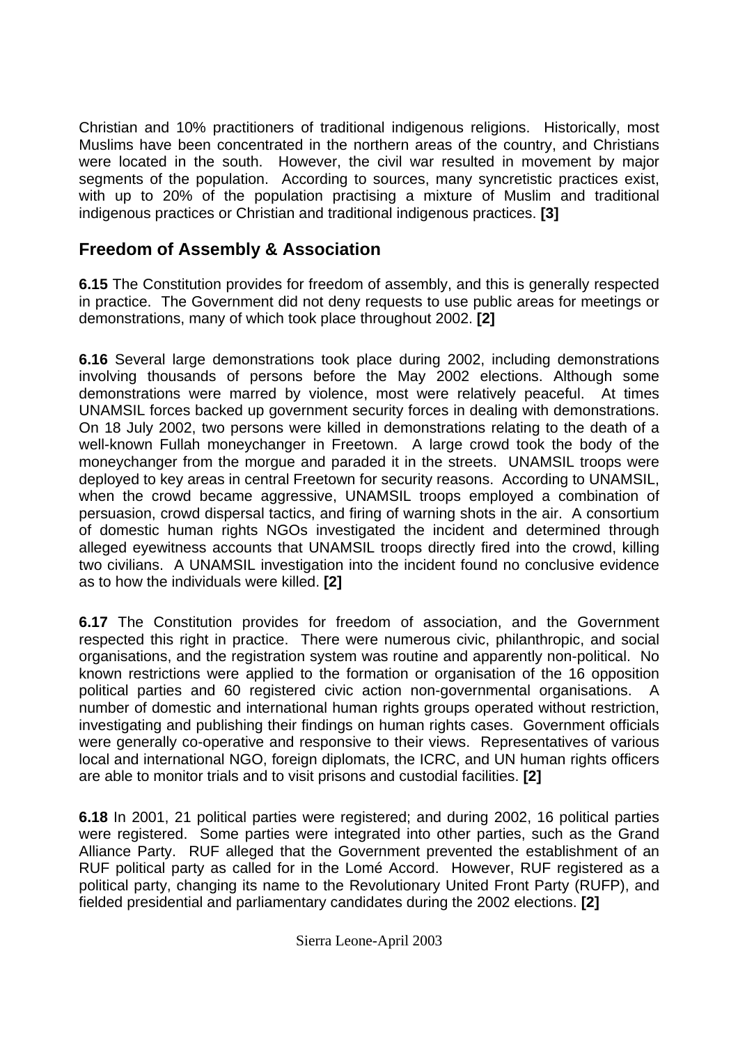Christian and 10% practitioners of traditional indigenous religions. Historically, most Muslims have been concentrated in the northern areas of the country, and Christians were located in the south. However, the civil war resulted in movement by major segments of the population. According to sources, many syncretistic practices exist, with up to 20% of the population practising a mixture of Muslim and traditional indigenous practices or Christian and traditional indigenous practices. **[3]**

## Freedom of Assembly & Association

**6.15** The Constitution provides for freedom of assembly, and this is generally respected in practice. The Government did not deny requests to use public areas for meetings or demonstrations, many of which took place throughout 2002. **[2]**

**6.16** Several large demonstrations took place during 2002, including demonstrations involving thousands of persons before the May 2002 elections. Although some demonstrations were marred by violence, most were relatively peaceful. At times UNAMSIL forces backed up government security forces in dealing with demonstrations. On 18 July 2002, two persons were killed in demonstrations relating to the death of a well-known Fullah moneychanger in Freetown. A large crowd took the body of the moneychanger from the morgue and paraded it in the streets. UNAMSIL troops were deployed to key areas in central Freetown for security reasons. According to UNAMSIL, when the crowd became aggressive, UNAMSIL troops employed a combination of persuasion, crowd dispersal tactics, and firing of warning shots in the air. A consortium of domestic human rights NGOs investigated the incident and determined through alleged eyewitness accounts that UNAMSIL troops directly fired into the crowd, killing two civilians. A UNAMSIL investigation into the incident found no conclusive evidence as to how the individuals were killed. **[2]**

**6.17** The Constitution provides for freedom of association, and the Government respected this right in practice. There were numerous civic, philanthropic, and social organisations, and the registration system was routine and apparently non-political. No known restrictions were applied to the formation or organisation of the 16 opposition political parties and 60 registered civic action non-governmental organisations. A number of domestic and international human rights groups operated without restriction, investigating and publishing their findings on human rights cases. Government officials were generally co-operative and responsive to their views. Representatives of various local and international NGO, foreign diplomats, the ICRC, and UN human rights officers are able to monitor trials and to visit prisons and custodial facilities. **[2]**

**6.18** In 2001, 21 political parties were registered; and during 2002, 16 political parties were registered. Some parties were integrated into other parties, such as the Grand Alliance Party. RUF alleged that the Government prevented the establishment of an RUF political party as called for in the Lomé Accord. However, RUF registered as a political party, changing its name to the Revolutionary United Front Party (RUFP), and fielded presidential and parliamentary candidates during the 2002 elections. **[2]**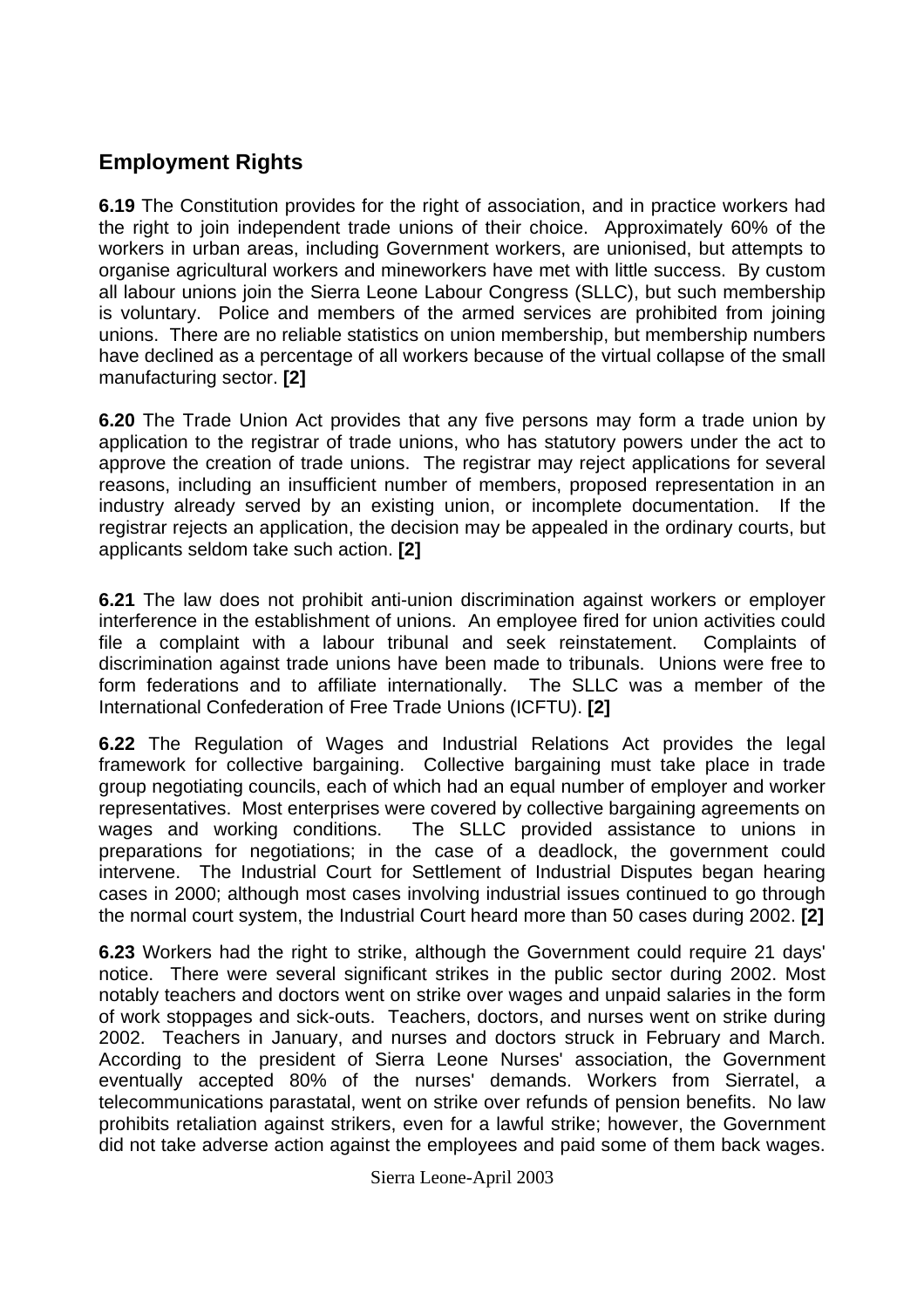## Employment Rights

**6.19** The Constitution provides for the right of association, and in practice workers had the right to join independent trade unions of their choice. Approximately 60% of the workers in urban areas, including Government workers, are unionised, but attempts to organise agricultural workers and mineworkers have met with little success. By custom all labour unions join the Sierra Leone Labour Congress (SLLC), but such membership is voluntary. Police and members of the armed services are prohibited from joining unions. There are no reliable statistics on union membership, but membership numbers have declined as a percentage of all workers because of the virtual collapse of the small manufacturing sector. **[2]**

**6.20** The Trade Union Act provides that any five persons may form a trade union by application to the registrar of trade unions, who has statutory powers under the act to approve the creation of trade unions. The registrar may reject applications for several reasons, including an insufficient number of members, proposed representation in an industry already served by an existing union, or incomplete documentation. If the registrar rejects an application, the decision may be appealed in the ordinary courts, but applicants seldom take such action. **[2]**

**6.21** The law does not prohibit anti-union discrimination against workers or employer interference in the establishment of unions. An employee fired for union activities could file a complaint with a labour tribunal and seek reinstatement. Complaints of discrimination against trade unions have been made to tribunals. Unions were free to form federations and to affiliate internationally. The SLLC was a member of the International Confederation of Free Trade Unions (ICFTU). **[2]**

**6.22** The Regulation of Wages and Industrial Relations Act provides the legal framework for collective bargaining. Collective bargaining must take place in trade group negotiating councils, each of which had an equal number of employer and worker representatives. Most enterprises were covered by collective bargaining agreements on wages and working conditions. The SLLC provided assistance to unions in preparations for negotiations; in the case of a deadlock, the government could intervene. The Industrial Court for Settlement of Industrial Disputes began hearing cases in 2000; although most cases involving industrial issues continued to go through the normal court system, the Industrial Court heard more than 50 cases during 2002. **[2]**

**6.23** Workers had the right to strike, although the Government could require 21 days' notice. There were several significant strikes in the public sector during 2002. Most notably teachers and doctors went on strike over wages and unpaid salaries in the form of work stoppages and sick-outs. Teachers, doctors, and nurses went on strike during 2002. Teachers in January, and nurses and doctors struck in February and March. According to the president of Sierra Leone Nurses' association, the Government eventually accepted 80% of the nurses' demands. Workers from Sierratel, a telecommunications parastatal, went on strike over refunds of pension benefits. No law prohibits retaliation against strikers, even for a lawful strike; however, the Government did not take adverse action against the employees and paid some of them back wages.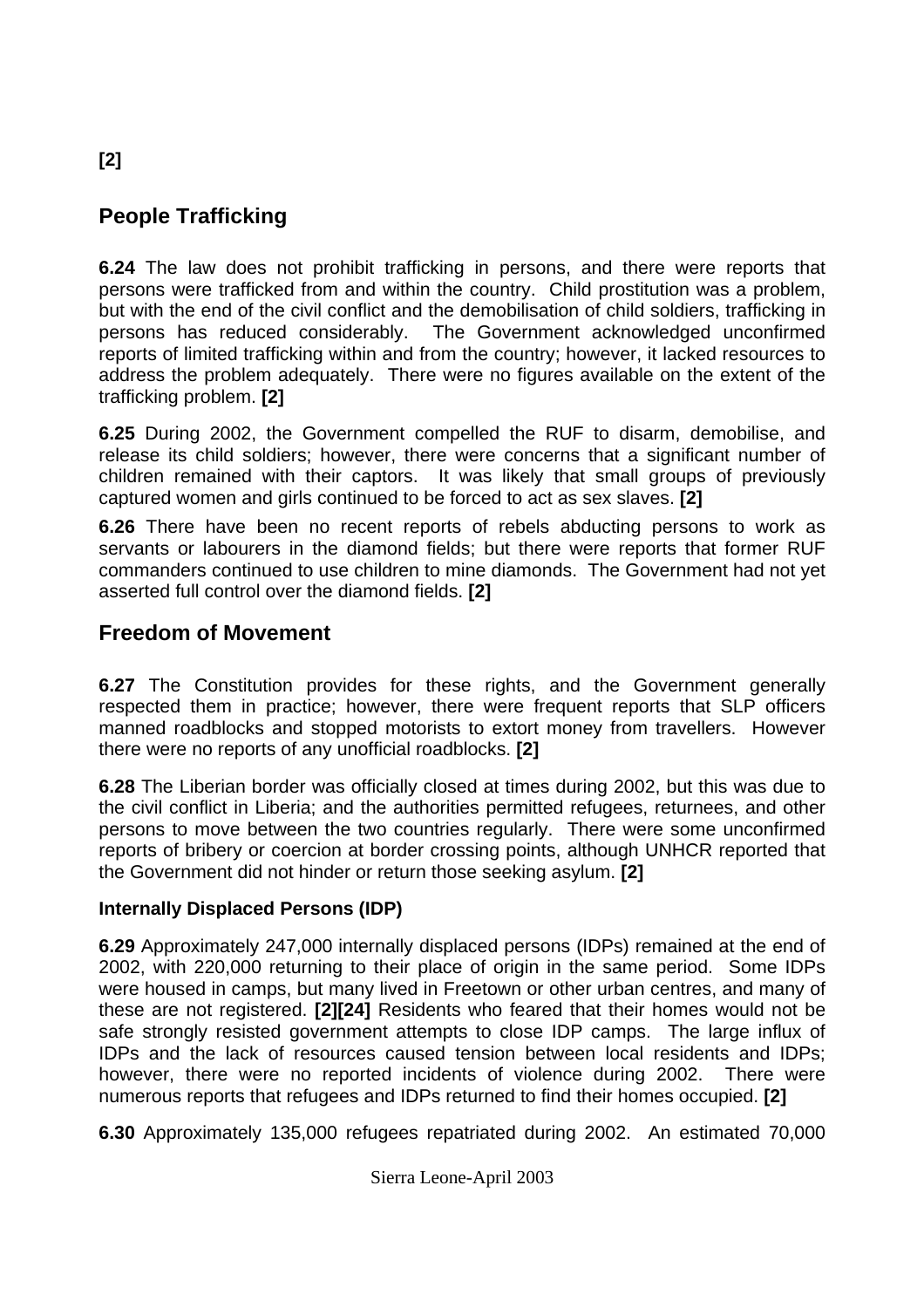[2]

## People Trafficking

**6.24** The law does not prohibit trafficking in persons, and there were reports that persons were trafficked from and within the country. Child prostitution was a problem, but with the end of the civil conflict and the demobilisation of child soldiers, trafficking in persons has reduced considerably. The Government acknowledged unconfirmed reports of limited trafficking within and from the country; however, it lacked resources to address the problem adequately. There were no figures available on the extent of the trafficking problem. **[2]**

**6.25** During 2002, the Government compelled the RUF to disarm, demobilise, and release its child soldiers; however, there were concerns that a significant number of children remained with their captors. It was likely that small groups of previously captured women and girls continued to be forced to act as sex slaves. **[2]**

**6.26** There have been no recent reports of rebels abducting persons to work as servants or labourers in the diamond fields; but there were reports that former RUF commanders continued to use children to mine diamonds. The Government had not yet asserted full control over the diamond fields. **[2]**

## Freedom of Movement

**6.27** The Constitution provides for these rights, and the Government generally respected them in practice; however, there were frequent reports that SLP officers manned roadblocks and stopped motorists to extort money from travellers. However there were no reports of any unofficial roadblocks. **[2]**

**6.28** The Liberian border was officially closed at times during 2002, but this was due to the civil conflict in Liberia; and the authorities permitted refugees, returnees, and other persons to move between the two countries regularly. There were some unconfirmed reports of bribery or coercion at border crossing points, although UNHCR reported that the Government did not hinder or return those seeking asylum. **[2]**

### Internally Displaced Persons (IDP)

**6.29** Approximately 247,000 internally displaced persons (IDPs) remained at the end of 2002, with 220,000 returning to their place of origin in the same period. Some IDPs were housed in camps, but many lived in Freetown or other urban centres, and many of these are not registered. **[2][24]** Residents who feared that their homes would not be safe strongly resisted government attempts to close IDP camps. The large influx of IDPs and the lack of resources caused tension between local residents and IDPs; however, there were no reported incidents of violence during 2002. There were numerous reports that refugees and IDPs returned to find their homes occupied. **[2]**

**6.30** Approximately 135,000 refugees repatriated during 2002. An estimated 70,000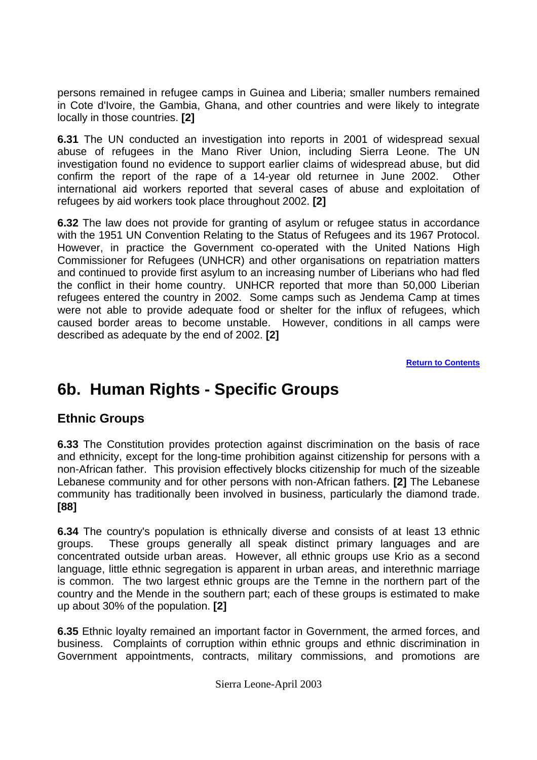persons remained in refugee camps in Guinea and Liberia; smaller numbers remained in Cote d'Ivoire, the Gambia, Ghana, and other countries and were likely to integrate locally in those countries. **[2]**

**6.31** The UN conducted an investigation into reports in 2001 of widespread sexual abuse of refugees in the Mano River Union, including Sierra Leone. The UN investigation found no evidence to support earlier claims of widespread abuse, but did confirm the report of the rape of a 14-year old returnee in June 2002. Other international aid workers reported that several cases of abuse and exploitation of refugees by aid workers took place throughout 2002. **[2]**

**6.32** The law does not provide for granting of asylum or refugee status in accordance with the 1951 UN Convention Relating to the Status of Refugees and its 1967 Protocol. However, in practice the Government co-operated with the United Nations High Commissioner for Refugees (UNHCR) and other organisations on repatriation matters and continued to provide first asylum to an increasing number of Liberians who had fled the conflict in their home country. UNHCR reported that more than 50,000 Liberian refugees entered the country in 2002. Some camps such as Jendema Camp at times were not able to provide adequate food or shelter for the influx of refugees, which caused border areas to become unstable. However, conditions in all camps were described as adequate by the end of 2002. **[2]**

Return to Contents

## 6b. Human Rights - Specific Groups

### Ethnic Groups

**6.33** The Constitution provides protection against discrimination on the basis of race and ethnicity, except for the long-time prohibition against citizenship for persons with a non-African father. This provision effectively blocks citizenship for much of the sizeable Lebanese community and for other persons with non-African fathers. **[2]** The Lebanese community has traditionally been involved in business, particularly the diamond trade. **[88]**

**6.34** The country's population is ethnically diverse and consists of at least 13 ethnic groups. These groups generally all speak distinct primary languages and are concentrated outside urban areas. However, all ethnic groups use Krio as a second language, little ethnic segregation is apparent in urban areas, and interethnic marriage is common. The two largest ethnic groups are the Temne in the northern part of the country and the Mende in the southern part; each of these groups is estimated to make up about 30% of the population. **[2]**

**6.35** Ethnic loyalty remained an important factor in Government, the armed forces, and business. Complaints of corruption within ethnic groups and ethnic discrimination in Government appointments, contracts, military commissions, and promotions are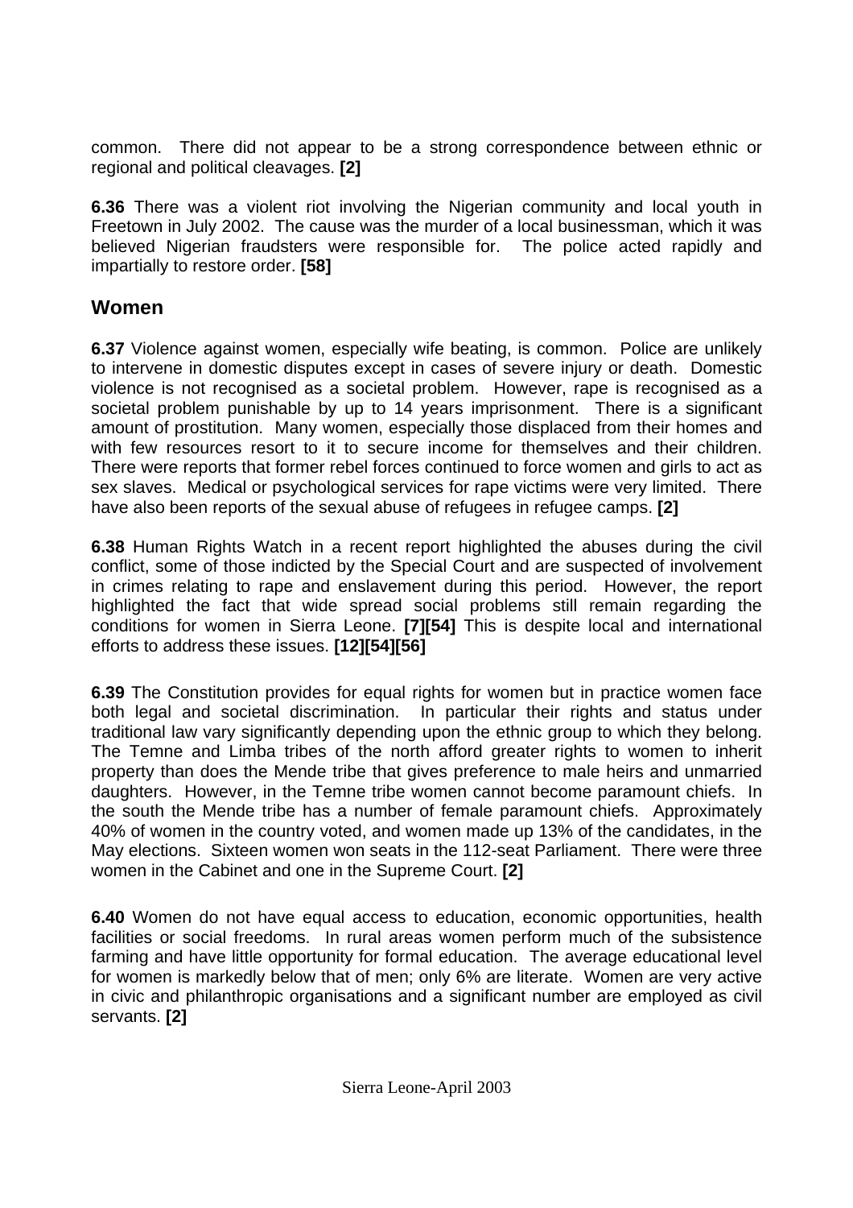common. There did not appear to be a strong correspondence between ethnic or regional and political cleavages. **[2]**

**6.36** There was a violent riot involving the Nigerian community and local youth in Freetown in July 2002. The cause was the murder of a local businessman, which it was believed Nigerian fraudsters were responsible for. The police acted rapidly and impartially to restore order. **[58]**

## Women

**6.37** Violence against women, especially wife beating, is common. Police are unlikely to intervene in domestic disputes except in cases of severe injury or death. Domestic violence is not recognised as a societal problem. However, rape is recognised as a societal problem punishable by up to 14 years imprisonment. There is a significant amount of prostitution. Many women, especially those displaced from their homes and with few resources resort to it to secure income for themselves and their children. There were reports that former rebel forces continued to force women and girls to act as sex slaves. Medical or psychological services for rape victims were very limited. There have also been reports of the sexual abuse of refugees in refugee camps. **[2]**

**6.38** Human Rights Watch in a recent report highlighted the abuses during the civil conflict, some of those indicted by the Special Court and are suspected of involvement in crimes relating to rape and enslavement during this period. However, the report highlighted the fact that wide spread social problems still remain regarding the conditions for women in Sierra Leone. **[7][54]** This is despite local and international efforts to address these issues. **[12][54][56]**

**6.39** The Constitution provides for equal rights for women but in practice women face both legal and societal discrimination. In particular their rights and status under traditional law vary significantly depending upon the ethnic group to which they belong. The Temne and Limba tribes of the north afford greater rights to women to inherit property than does the Mende tribe that gives preference to male heirs and unmarried daughters. However, in the Temne tribe women cannot become paramount chiefs. In the south the Mende tribe has a number of female paramount chiefs. Approximately 40% of women in the country voted, and women made up 13% of the candidates, in the May elections. Sixteen women won seats in the 112-seat Parliament. There were three women in the Cabinet and one in the Supreme Court. **[2]**

**6.40** Women do not have equal access to education, economic opportunities, health facilities or social freedoms. In rural areas women perform much of the subsistence farming and have little opportunity for formal education. The average educational level for women is markedly below that of men; only 6% are literate. Women are very active in civic and philanthropic organisations and a significant number are employed as civil servants. **[2]**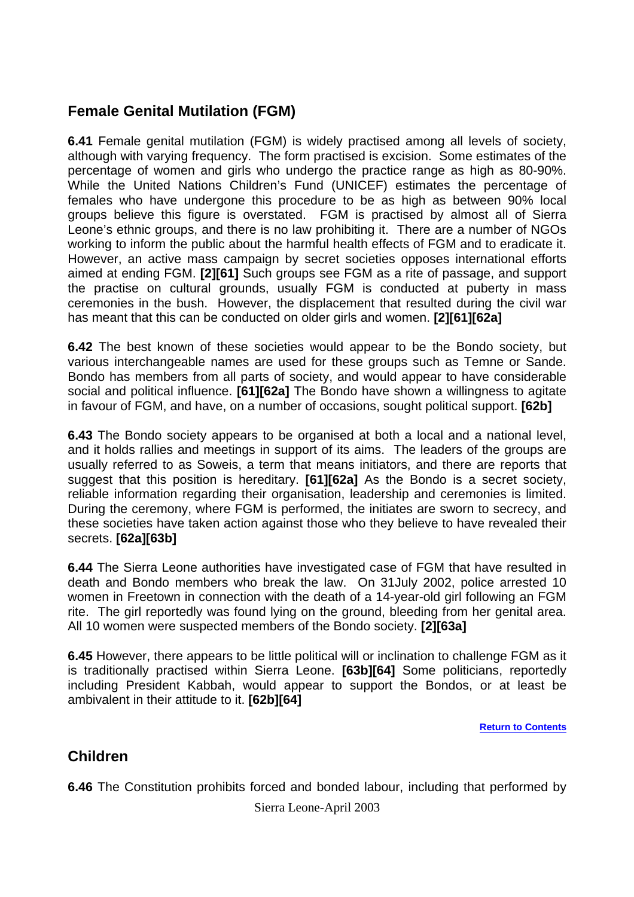## Female Genital Mutilation (FGM)

**6.41** Female genital mutilation (FGM) is widely practised among all levels of society, although with varying frequency. The form practised is excision. Some estimates of the percentage of women and girls who undergo the practice range as high as 80-90%. While the United Nations Children's Fund (UNICEF) estimates the percentage of females who have undergone this procedure to be as high as between 90% local groups believe this figure is overstated. FGM is practised by almost all of Sierra Leone's ethnic groups, and there is no law prohibiting it. There are a number of NGOs working to inform the public about the harmful health effects of FGM and to eradicate it. However, an active mass campaign by secret societies opposes international efforts aimed at ending FGM. **[2][61]** Such groups see FGM as a rite of passage, and support the practise on cultural grounds, usually FGM is conducted at puberty in mass ceremonies in the bush. However, the displacement that resulted during the civil war has meant that this can be conducted on older girls and women. **[2][61][62a]**

**6.42** The best known of these societies would appear to be the Bondo society, but various interchangeable names are used for these groups such as Temne or Sande. Bondo has members from all parts of society, and would appear to have considerable social and political influence. **[61][62a]** The Bondo have shown a willingness to agitate in favour of FGM, and have, on a number of occasions, sought political support. **[62b]**

**6.43** The Bondo society appears to be organised at both a local and a national level, and it holds rallies and meetings in support of its aims. The leaders of the groups are usually referred to as Soweis, a term that means initiators, and there are reports that suggest that this position is hereditary. **[61][62a]** As the Bondo is a secret society, reliable information regarding their organisation, leadership and ceremonies is limited. During the ceremony, where FGM is performed, the initiates are sworn to secrecy, and these societies have taken action against those who they believe to have revealed their secrets. **[62a][63b]**

**6.44** The Sierra Leone authorities have investigated case of FGM that have resulted in death and Bondo members who break the law. On 31July 2002, police arrested 10 women in Freetown in connection with the death of a 14-year-old girl following an FGM rite. The girl reportedly was found lying on the ground, bleeding from her genital area. All 10 women were suspected members of the Bondo society. **[2][63a]**

**6.45** However, there appears to be little political will or inclination to challenge FGM as it is traditionally practised within Sierra Leone. **[63b][64]** Some politicians, reportedly including President Kabbah, would appear to support the Bondos, or at least be ambivalent in their attitude to it. **[62b][64]**

Return to Contents

## Children

**6.46** The Constitution prohibits forced and bonded labour, including that performed by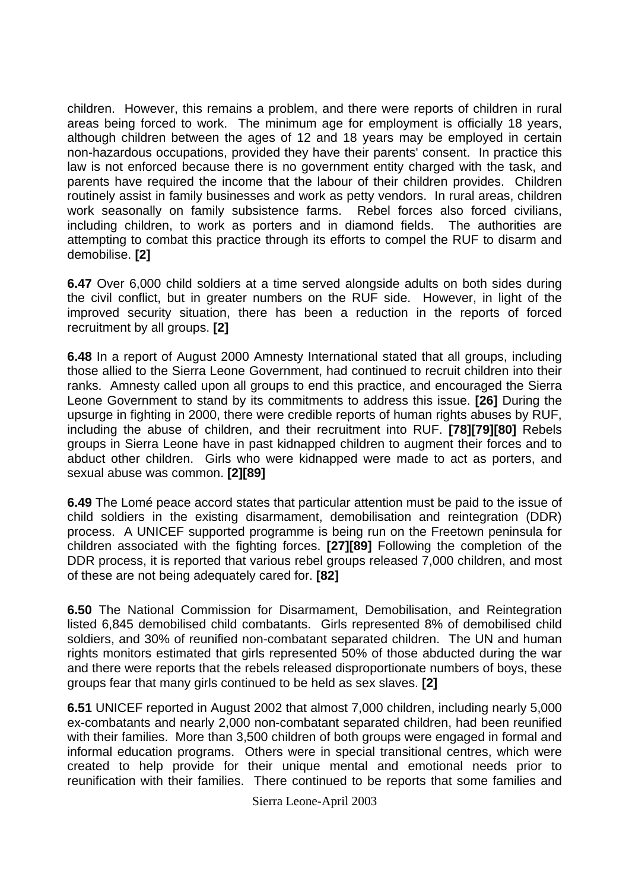children. However, this remains a problem, and there were reports of children in rural areas being forced to work. The minimum age for employment is officially 18 years, although children between the ages of 12 and 18 years may be employed in certain non-hazardous occupations, provided they have their parents' consent. In practice this law is not enforced because there is no government entity charged with the task, and parents have required the income that the labour of their children provides. Children routinely assist in family businesses and work as petty vendors. In rural areas, children work seasonally on family subsistence farms. Rebel forces also forced civilians, including children, to work as porters and in diamond fields. The authorities are attempting to combat this practice through its efforts to compel the RUF to disarm and demobilise. **[2]**

**6.47** Over 6,000 child soldiers at a time served alongside adults on both sides during the civil conflict, but in greater numbers on the RUF side. However, in light of the improved security situation, there has been a reduction in the reports of forced recruitment by all groups. **[2]**

**6.48** In a report of August 2000 Amnesty International stated that all groups, including those allied to the Sierra Leone Government, had continued to recruit children into their ranks. Amnesty called upon all groups to end this practice, and encouraged the Sierra Leone Government to stand by its commitments to address this issue. **[26]** During the upsurge in fighting in 2000, there were credible reports of human rights abuses by RUF, including the abuse of children, and their recruitment into RUF. **[78][79][80]** Rebels groups in Sierra Leone have in past kidnapped children to augment their forces and to abduct other children. Girls who were kidnapped were made to act as porters, and sexual abuse was common. **[2][89]**

**6.49** The Lomé peace accord states that particular attention must be paid to the issue of child soldiers in the existing disarmament, demobilisation and reintegration (DDR) process. A UNICEF supported programme is being run on the Freetown peninsula for children associated with the fighting forces. **[27][89]** Following the completion of the DDR process, it is reported that various rebel groups released 7,000 children, and most of these are not being adequately cared for. **[82]**

**6.50** The National Commission for Disarmament, Demobilisation, and Reintegration listed 6,845 demobilised child combatants. Girls represented 8% of demobilised child soldiers, and 30% of reunified non-combatant separated children. The UN and human rights monitors estimated that girls represented 50% of those abducted during the war and there were reports that the rebels released disproportionate numbers of boys, these groups fear that many girls continued to be held as sex slaves. **[2]**

**6.51** UNICEF reported in August 2002 that almost 7,000 children, including nearly 5,000 ex-combatants and nearly 2,000 non-combatant separated children, had been reunified with their families. More than 3,500 children of both groups were engaged in formal and informal education programs. Others were in special transitional centres, which were created to help provide for their unique mental and emotional needs prior to reunification with their families. There continued to be reports that some families and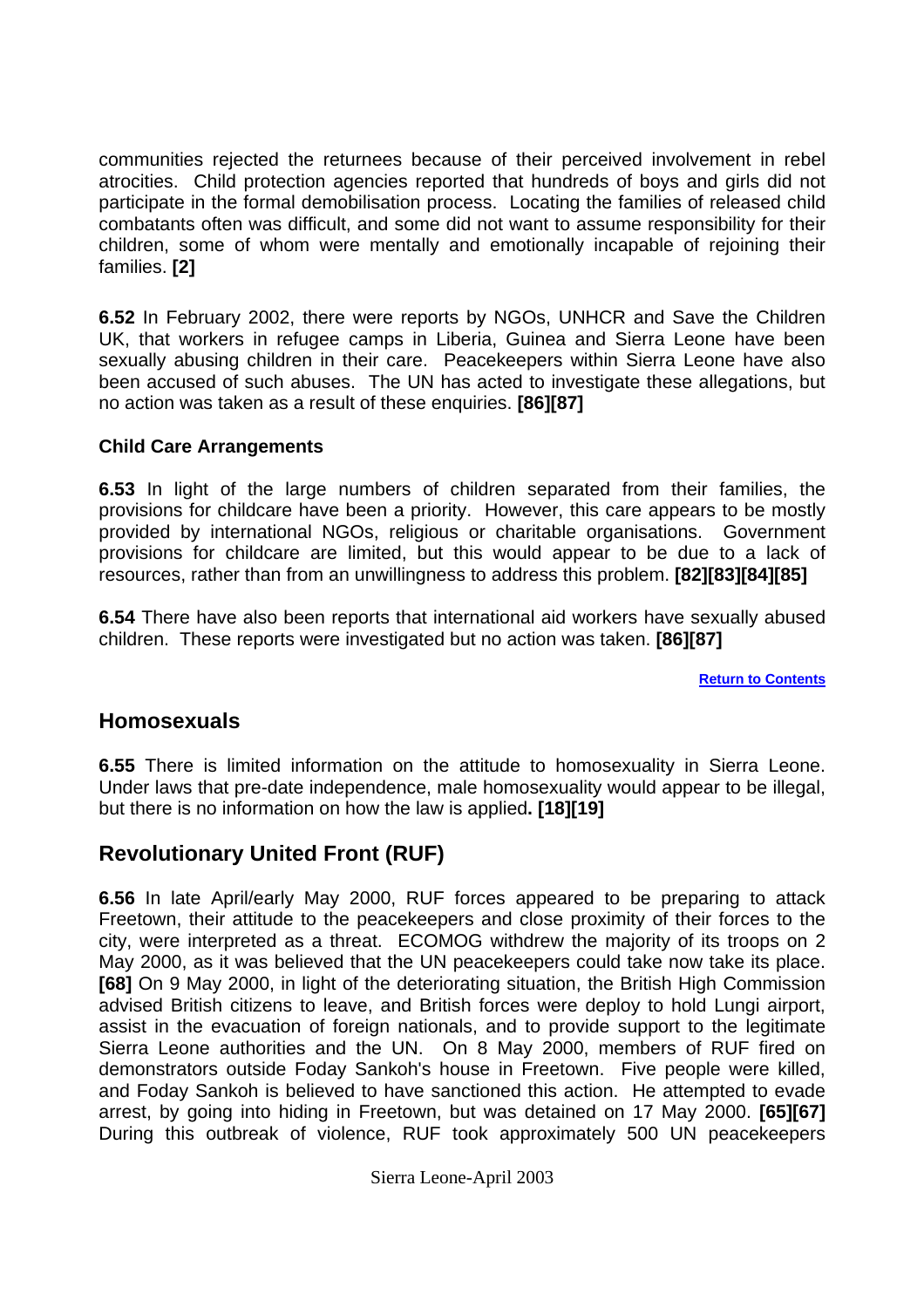communities rejected the returnees because of their perceived involvement in rebel atrocities. Child protection agencies reported that hundreds of boys and girls did not participate in the formal demobilisation process. Locating the families of released child combatants often was difficult, and some did not want to assume responsibility for their children, some of whom were mentally and emotionally incapable of rejoining their families. **[2]**

**6.52** In February 2002, there were reports by NGOs, UNHCR and Save the Children UK, that workers in refugee camps in Liberia, Guinea and Sierra Leone have been sexually abusing children in their care. Peacekeepers within Sierra Leone have also been accused of such abuses. The UN has acted to investigate these allegations, but no action was taken as a result of these enquiries. **[86][87]**

**Child Care Arrangements**

**6.53** In light of the large numbers of children separated from their families, the provisions for childcare have been a priority. However, this care appears to be mostly provided by international NGOs, religious or charitable organisations. Government provisions for childcare are limited, but this would appear to be due to a lack of resources, rather than from an unwillingness to address this problem. **[82][83][84][85]**

**6.54** There have also been reports that international aid workers have sexually abused children. These reports were investigated but no action was taken. **[86][87]**

Return to Contents

## Homosexuals

**6.55** There is limited information on the attitude to homosexuality in Sierra Leone. Under laws that pre-date independence, male homosexuality would appear to be illegal, but there is no information on how the law is applied**. [18][19]**

## Revolutionary United Front (RUF)

**6.56** In late April/early May 2000, RUF forces appeared to be preparing to attack Freetown, their attitude to the peacekeepers and close proximity of their forces to the city, were interpreted as a threat. ECOMOG withdrew the majority of its troops on 2 May 2000, as it was believed that the UN peacekeepers could take now take its place. **[68]** On 9 May 2000, in light of the deteriorating situation, the British High Commission advised British citizens to leave, and British forces were deploy to hold Lungi airport, assist in the evacuation of foreign nationals, and to provide support to the legitimate Sierra Leone authorities and the UN. On 8 May 2000, members of RUF fired on demonstrators outside Foday Sankoh's house in Freetown. Five people were killed, and Foday Sankoh is believed to have sanctioned this action. He attempted to evade arrest, by going into hiding in Freetown, but was detained on 17 May 2000. **[65][67]** During this outbreak of violence, RUF took approximately 500 UN peacekeepers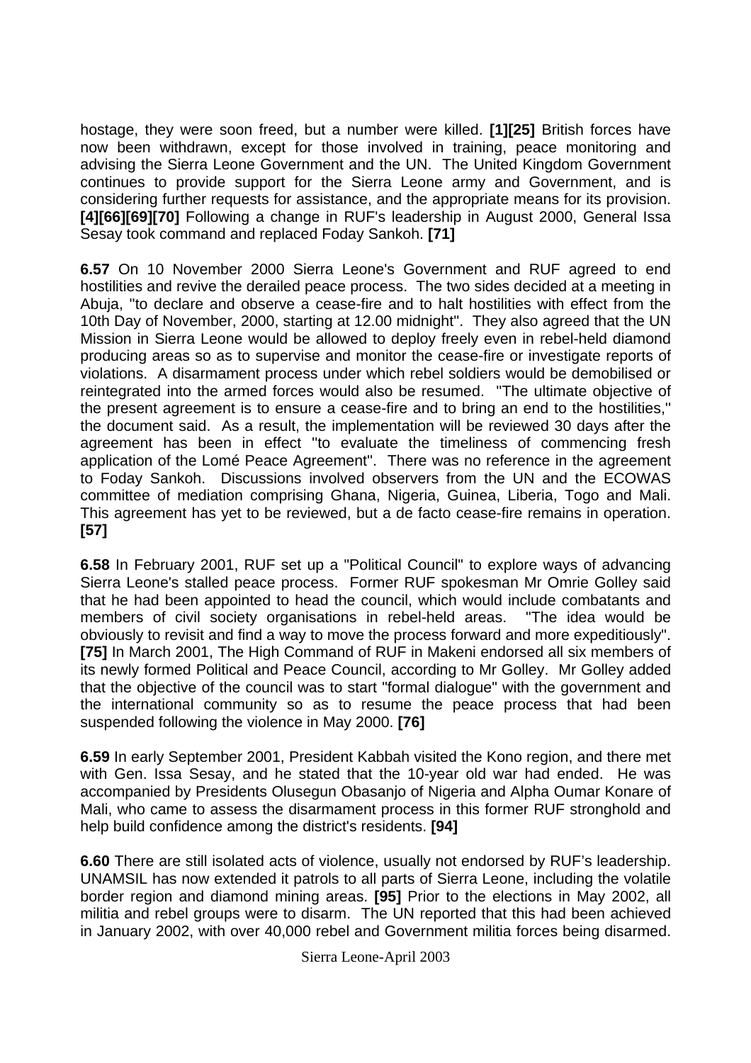hostage, they were soon freed, but a number were killed. **[1][25]** British forces have now been withdrawn, except for those involved in training, peace monitoring and advising the Sierra Leone Government and the UN. The United Kingdom Government continues to provide support for the Sierra Leone army and Government, and is considering further requests for assistance, and the appropriate means for its provision. **[4][66][69][70]** Following a change in RUF's leadership in August 2000, General Issa Sesay took command and replaced Foday Sankoh. **[71]**

**6.57** On 10 November 2000 Sierra Leone's Government and RUF agreed to end hostilities and revive the derailed peace process. The two sides decided at a meeting in Abuja, "to declare and observe a cease-fire and to halt hostilities with effect from the 10th Day of November, 2000, starting at 12.00 midnight". They also agreed that the UN Mission in Sierra Leone would be allowed to deploy freely even in rebel-held diamond producing areas so as to supervise and monitor the cease-fire or investigate reports of violations. A disarmament process under which rebel soldiers would be demobilised or reintegrated into the armed forces would also be resumed. "The ultimate objective of the present agreement is to ensure a cease-fire and to bring an end to the hostilities," the document said. As a result, the implementation will be reviewed 30 days after the agreement has been in effect "to evaluate the timeliness of commencing fresh application of the Lomé Peace Agreement". There was no reference in the agreement to Foday Sankoh. Discussions involved observers from the UN and the ECOWAS committee of mediation comprising Ghana, Nigeria, Guinea, Liberia, Togo and Mali. This agreement has yet to be reviewed, but a de facto cease-fire remains in operation. **[57]**

**6.58** In February 2001, RUF set up a "Political Council" to explore ways of advancing Sierra Leone's stalled peace process. Former RUF spokesman Mr Omrie Golley said that he had been appointed to head the council, which would include combatants and members of civil society organisations in rebel-held areas. "The idea would be obviously to revisit and find a way to move the process forward and more expeditiously". **[75]** In March 2001, The High Command of RUF in Makeni endorsed all six members of its newly formed Political and Peace Council, according to Mr Golley. Mr Golley added that the objective of the council was to start "formal dialogue" with the government and the international community so as to resume the peace process that had been suspended following the violence in May 2000. **[76]**

**6.59** In early September 2001, President Kabbah visited the Kono region, and there met with Gen. Issa Sesay, and he stated that the 10-year old war had ended. He was accompanied by Presidents Olusegun Obasanjo of Nigeria and Alpha Oumar Konare of Mali, who came to assess the disarmament process in this former RUF stronghold and help build confidence among the district's residents. **[94]**

**6.60** There are still isolated acts of violence, usually not endorsed by RUF's leadership. UNAMSIL has now extended it patrols to all parts of Sierra Leone, including the volatile border region and diamond mining areas. **[95]** Prior to the elections in May 2002, all militia and rebel groups were to disarm. The UN reported that this had been achieved in January 2002, with over 40,000 rebel and Government militia forces being disarmed.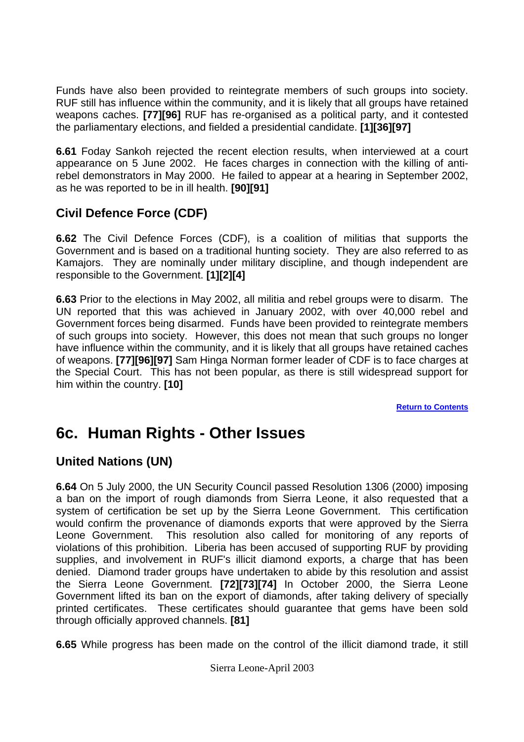Funds have also been provided to reintegrate members of such groups into society. RUF still has influence within the community, and it is likely that all groups have retained weapons caches. **[77][96]** RUF has re-organised as a political party, and it contested the parliamentary elections, and fielded a presidential candidate. **[1][36][97]**

**6.61** Foday Sankoh rejected the recent election results, when interviewed at a court appearance on 5 June 2002. He faces charges in connection with the killing of anti-rebel demonstrators in May 2000. He failed to appear at a hearing in September 2002, as he was reported to be in ill health. **[90][91]**

### Civil Defence Force (CDF)

**6.62** The Civil Defence Forces (CDF), is a coalition of militias that supports the Government and is based on a traditional hunting society. They are also referred to as Kamajors. They are nominally under military discipline, and though independent are responsible to the Government. **[1][2][4]**

**6.63** Prior to the elections in May 2002, all militia and rebel groups were to disarm. The UN reported that this was achieved in January 2002, with over 40,000 rebel and Government forces being disarmed. Funds have been provided to reintegrate members of such groups into society. However, this does not mean that such groups no longer have influence within the community, and it is likely that all groups have retained caches of weapons. **[77][96][97]** Sam Hinga Norman former leader of CDF is to face charges at the Special Court. This has not been popular, as there is still widespread support for him within the country. **[10]**

Return to Contents

## 6c. Human Rights - Other Issues

### United Nations (UN)

**6.64** On 5 July 2000, the UN Security Council passed Resolution 1306 (2000) imposing a ban on the import of rough diamonds from Sierra Leone, it also requested that a system of certification be set up by the Sierra Leone Government. This certification would confirm the provenance of diamonds exports that were approved by the Sierra Leone Government. This resolution also called for monitoring of any reports of violations of this prohibition. Liberia has been accused of supporting RUF by providing supplies, and involvement in RUF's illicit diamond exports, a charge that has been denied. Diamond trader groups have undertaken to abide by this resolution and assist the Sierra Leone Government. **[72][73][74]** In October 2000, the Sierra Leone Government lifted its ban on the export of diamonds, after taking delivery of specially printed certificates. These certificates should guarantee that gems have been sold through officially approved channels. **[81]**

**6.65** While progress has been made on the control of the illicit diamond trade, it still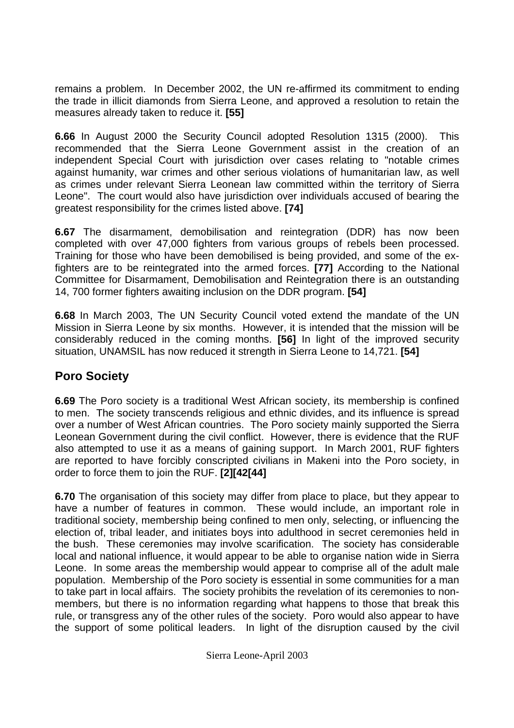remains a problem. In December 2002, the UN re-affirmed its commitment to ending the trade in illicit diamonds from Sierra Leone, and approved a resolution to retain the measures already taken to reduce it. **[55]**

**6.66** In August 2000 the Security Council adopted Resolution 1315 (2000). This recommended that the Sierra Leone Government assist in the creation of an independent Special Court with jurisdiction over cases relating to "notable crimes against humanity, war crimes and other serious violations of humanitarian law, as well as crimes under relevant Sierra Leonean law committed within the territory of Sierra Leone". The court would also have jurisdiction over individuals accused of bearing the greatest responsibility for the crimes listed above. **[74]**

**6.67** The disarmament, demobilisation and reintegration (DDR) has now been completed with over 47,000 fighters from various groups of rebels been processed. Training for those who have been demobilised is being provided, and some of the ex-fighters are to be reintegrated into the armed forces. **[77]** According to the National Committee for Disarmament, Demobilisation and Reintegration there is an outstanding 14, 700 former fighters awaiting inclusion on the DDR program. **[54]**

**6.68** In March 2003, The UN Security Council voted extend the mandate of the UN Mission in Sierra Leone by six months. However, it is intended that the mission will be considerably reduced in the coming months. **[56]** In light of the improved security situation, UNAMSIL has now reduced it strength in Sierra Leone to 14,721. **[54]**

## Poro Society

**6.69** The Poro society is a traditional West African society, its membership is confined to men. The society transcends religious and ethnic divides, and its influence is spread over a number of West African countries. The Poro society mainly supported the Sierra Leonean Government during the civil conflict. However, there is evidence that the RUF also attempted to use it as a means of gaining support. In March 2001, RUF fighters are reported to have forcibly conscripted civilians in Makeni into the Poro society, in order to force them to join the RUF. **[2][42[44]**

**6.70** The organisation of this society may differ from place to place, but they appear to have a number of features in common. These would include, an important role in traditional society, membership being confined to men only, selecting, or influencing the election of, tribal leader, and initiates boys into adulthood in secret ceremonies held in the bush. These ceremonies may involve scarification. The society has considerable local and national influence, it would appear to be able to organise nation wide in Sierra Leone. In some areas the membership would appear to comprise all of the adult male population. Membership of the Poro society is essential in some communities for a man to take part in local affairs. The society prohibits the revelation of its ceremonies to non-members, but there is no information regarding what happens to those that break this rule, or transgress any of the other rules of the society. Poro would also appear to have the support of some political leaders. In light of the disruption caused by the civil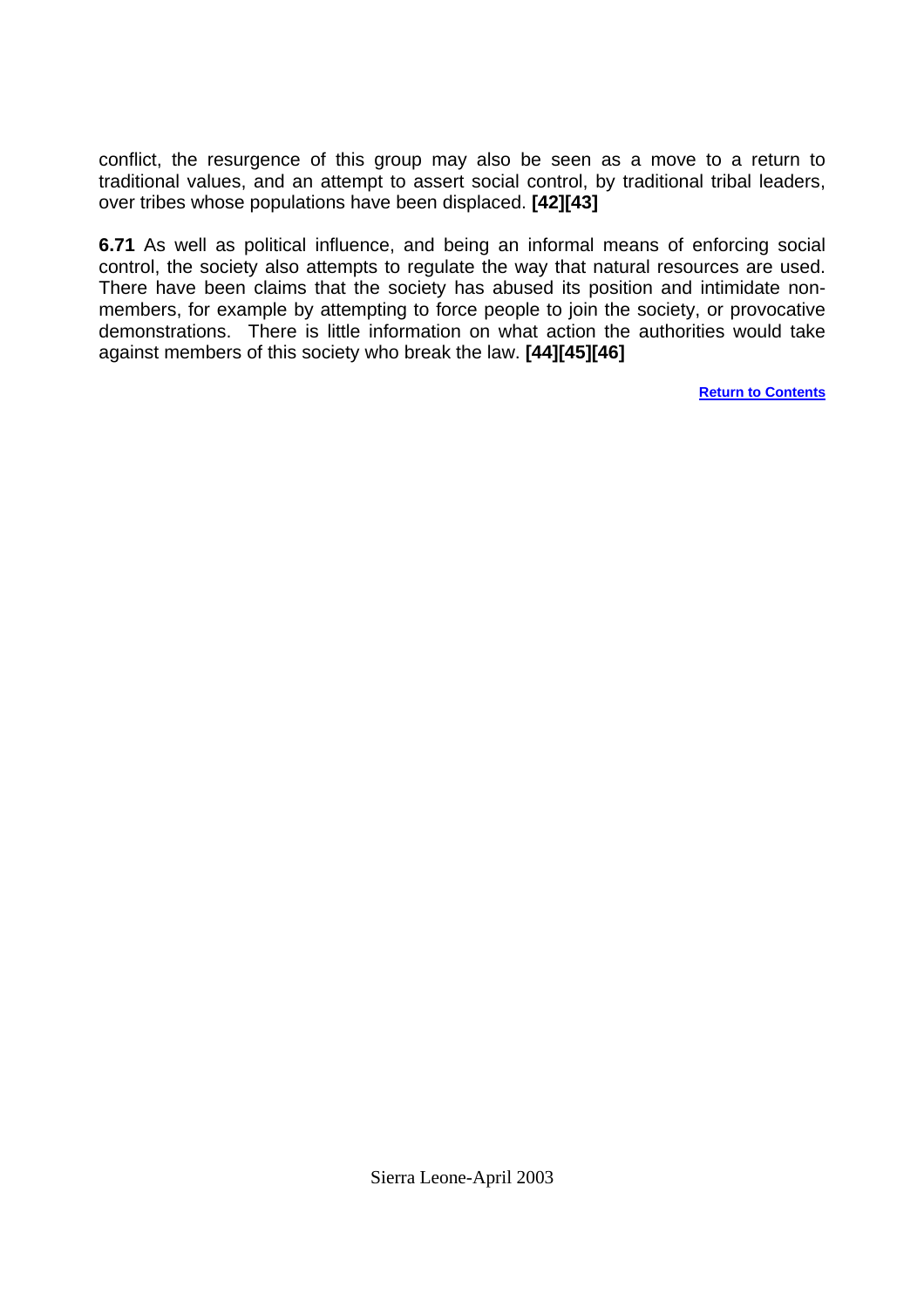conflict, the resurgence of this group may also be seen as a move to a return to traditional values, and an attempt to assert social control, by traditional tribal leaders, over tribes whose populations have been displaced. **[42][43]**

**6.71** As well as political influence, and being an informal means of enforcing social control, the society also attempts to regulate the way that natural resources are used. There have been claims that the society has abused its position and intimidate non-members, for example by attempting to force people to join the society, or provocative demonstrations. There is little information on what action the authorities would take against members of this society who break the law. **[44][45][46]**

**Return to Contents**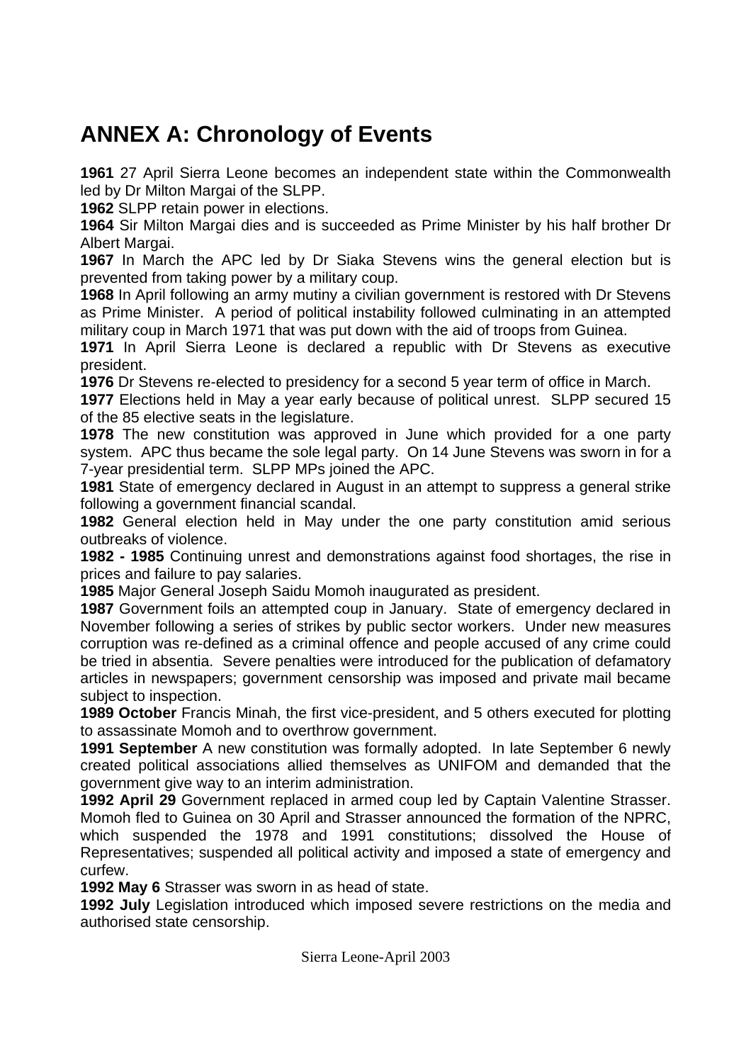# ANNEX A: Chronology of Events

**1961** 27 April Sierra Leone becomes an independent state within the Commonwealth led by Dr Milton Margai of the SLPP.

**1962** SLPP retain power in elections.

**1964** Sir Milton Margai dies and is succeeded as Prime Minister by his half brother Dr Albert Margai.

**1967** In March the APC led by Dr Siaka Stevens wins the general election but is prevented from taking power by a military coup.

**1968** In April following an army mutiny a civilian government is restored with Dr Stevens as Prime Minister. A period of political instability followed culminating in an attempted military coup in March 1971 that was put down with the aid of troops from Guinea.

**1971** In April Sierra Leone is declared a republic with Dr Stevens as executive president.

**1976** Dr Stevens re-elected to presidency for a second 5 year term of office in March.

**1977** Elections held in May a year early because of political unrest. SLPP secured 15 of the 85 elective seats in the legislature.

**1978** The new constitution was approved in June which provided for a one party system. APC thus became the sole legal party. On 14 June Stevens was sworn in for a 7-year presidential term. SLPP MPs joined the APC.

**1981** State of emergency declared in August in an attempt to suppress a general strike following a government financial scandal.

**1982** General election held in May under the one party constitution amid serious outbreaks of violence.

**1982 - 1985** Continuing unrest and demonstrations against food shortages, the rise in prices and failure to pay salaries.

**1985** Major General Joseph Saidu Momoh inaugurated as president.

**1987** Government foils an attempted coup in January. State of emergency declared in November following a series of strikes by public sector workers. Under new measures corruption was re-defined as a criminal offence and people accused of any crime could be tried in absentia. Severe penalties were introduced for the publication of defamatory articles in newspapers; government censorship was imposed and private mail became subject to inspection.

**1989 October** Francis Minah, the first vice-president, and 5 others executed for plotting to assassinate Momoh and to overthrow government.

**1991 September** A new constitution was formally adopted. In late September 6 newly created political associations allied themselves as UNIFOM and demanded that the government give way to an interim administration.

**1992 April 29** Government replaced in armed coup led by Captain Valentine Strasser. Momoh fled to Guinea on 30 April and Strasser announced the formation of the NPRC, which suspended the 1978 and 1991 constitutions; dissolved the House of Representatives; suspended all political activity and imposed a state of emergency and curfew.

**1992 May 6** Strasser was sworn in as head of state.

**1992 July** Legislation introduced which imposed severe restrictions on the media and authorised state censorship.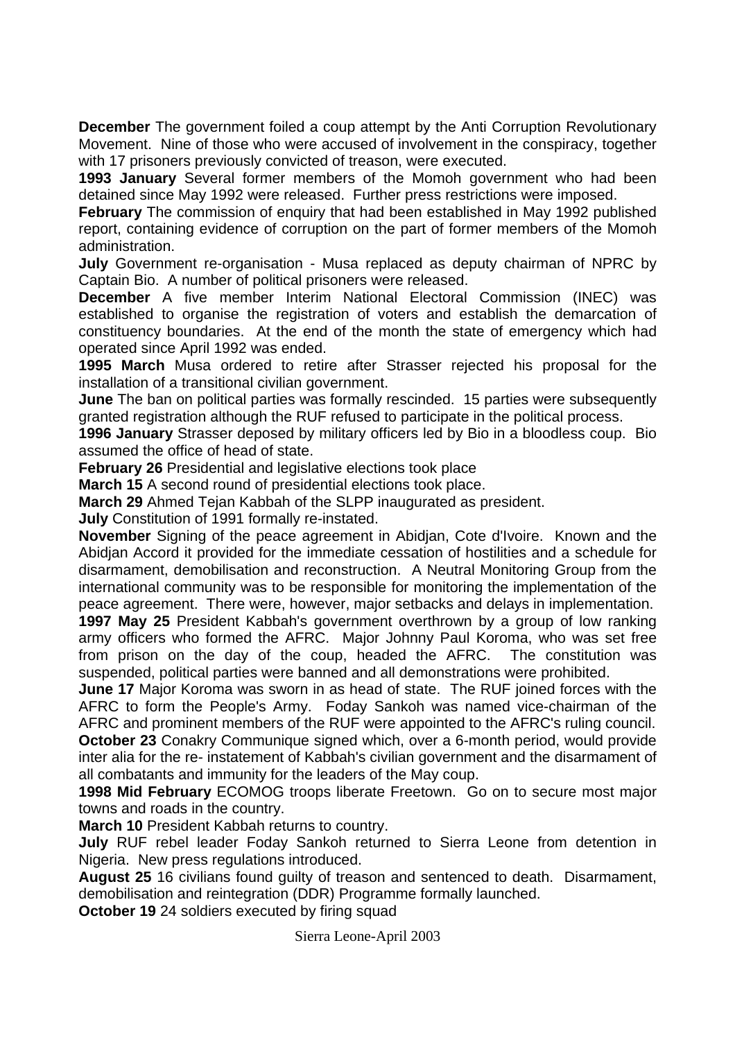**December** The government foiled a coup attempt by the Anti Corruption Revolutionary Movement. Nine of those who were accused of involvement in the conspiracy, together with 17 prisoners previously convicted of treason, were executed.

**1993 January** Several former members of the Momoh government who had been detained since May 1992 were released. Further press restrictions were imposed.

**February** The commission of enquiry that had been established in May 1992 published report, containing evidence of corruption on the part of former members of the Momoh administration.

**July** Government re-organisation - Musa replaced as deputy chairman of NPRC by Captain Bio. A number of political prisoners were released.

**December** A five member Interim National Electoral Commission (INEC) was established to organise the registration of voters and establish the demarcation of constituency boundaries. At the end of the month the state of emergency which had operated since April 1992 was ended.

**1995 March** Musa ordered to retire after Strasser rejected his proposal for the installation of a transitional civilian government.

**June** The ban on political parties was formally rescinded. 15 parties were subsequently granted registration although the RUF refused to participate in the political process.

**1996 January** Strasser deposed by military officers led by Bio in a bloodless coup. Bio assumed the office of head of state.

**February 26** Presidential and legislative elections took place

**March 15** A second round of presidential elections took place.

**March 29** Ahmed Tejan Kabbah of the SLPP inaugurated as president.

**July** Constitution of 1991 formally re-instated.

**November** Signing of the peace agreement in Abidjan, Cote d'Ivoire. Known and the Abidjan Accord it provided for the immediate cessation of hostilities and a schedule for disarmament, demobilisation and reconstruction. A Neutral Monitoring Group from the international community was to be responsible for monitoring the implementation of the peace agreement. There were, however, major setbacks and delays in implementation.

**1997 May 25** President Kabbah's government overthrown by a group of low ranking army officers who formed the AFRC. Major Johnny Paul Koroma, who was set free from prison on the day of the coup, headed the AFRC. The constitution was suspended, political parties were banned and all demonstrations were prohibited.

**June 17** Major Koroma was sworn in as head of state. The RUF joined forces with the AFRC to form the People's Army. Foday Sankoh was named vice-chairman of the AFRC and prominent members of the RUF were appointed to the AFRC's ruling council.

**October 23** Conakry Communique signed which, over a 6-month period, would provide inter alia for the re- instatement of Kabbah's civilian government and the disarmament of all combatants and immunity for the leaders of the May coup.

**1998 Mid February** ECOMOG troops liberate Freetown. Go on to secure most major towns and roads in the country.

**March 10** President Kabbah returns to country.

**July** RUF rebel leader Foday Sankoh returned to Sierra Leone from detention in Nigeria. New press regulations introduced.

**August 25** 16 civilians found guilty of treason and sentenced to death. Disarmament, demobilisation and reintegration (DDR) Programme formally launched.

**October 19** 24 soldiers executed by firing squad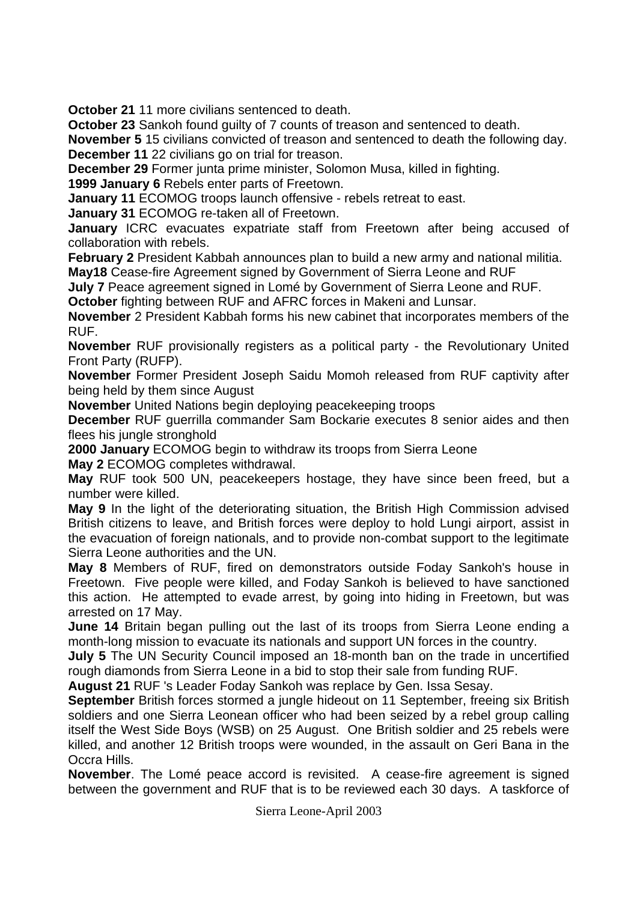**October 21** 11 more civilians sentenced to death.

**October 23** Sankoh found guilty of 7 counts of treason and sentenced to death.

**November 5** 15 civilians convicted of treason and sentenced to death the following day.

**December 11** 22 civilians go on trial for treason.

**December 29** Former junta prime minister, Solomon Musa, killed in fighting.

**1999 January 6** Rebels enter parts of Freetown.

**January 11** ECOMOG troops launch offensive - rebels retreat to east.

**January 31** ECOMOG re-taken all of Freetown.

**January** ICRC evacuates expatriate staff from Freetown after being accused of collaboration with rebels.

**February 2** President Kabbah announces plan to build a new army and national militia.

**May18** Cease-fire Agreement signed by Government of Sierra Leone and RUF

**July 7** Peace agreement signed in Lomé by Government of Sierra Leone and RUF.

**October** fighting between RUF and AFRC forces in Makeni and Lunsar.

**November** 2 President Kabbah forms his new cabinet that incorporates members of the RUF.

**November** RUF provisionally registers as a political party - the Revolutionary United Front Party (RUFP).

**November** Former President Joseph Saidu Momoh released from RUF captivity after being held by them since August

**November** United Nations begin deploying peacekeeping troops

**December** RUF guerrilla commander Sam Bockarie executes 8 senior aides and then flees his jungle stronghold

**2000 January** ECOMOG begin to withdraw its troops from Sierra Leone

**May 2** ECOMOG completes withdrawal.

**May** RUF took 500 UN, peacekeepers hostage, they have since been freed, but a number were killed.

**May 9** In the light of the deteriorating situation, the British High Commission advised British citizens to leave, and British forces were deploy to hold Lungi airport, assist in the evacuation of foreign nationals, and to provide non-combat support to the legitimate Sierra Leone authorities and the UN.

**May 8** Members of RUF, fired on demonstrators outside Foday Sankoh's house in Freetown. Five people were killed, and Foday Sankoh is believed to have sanctioned this action. He attempted to evade arrest, by going into hiding in Freetown, but was arrested on 17 May.

**June 14** Britain began pulling out the last of its troops from Sierra Leone ending a month-long mission to evacuate its nationals and support UN forces in the country.

**July 5** The UN Security Council imposed an 18-month ban on the trade in uncertified rough diamonds from Sierra Leone in a bid to stop their sale from funding RUF.

**August 21** RUF 's Leader Foday Sankoh was replace by Gen. Issa Sesay.

**September** British forces stormed a jungle hideout on 11 September, freeing six British soldiers and one Sierra Leonean officer who had been seized by a rebel group calling itself the West Side Boys (WSB) on 25 August. One British soldier and 25 rebels were killed, and another 12 British troops were wounded, in the assault on Geri Bana in the Occra Hills.

**November**. The Lomé peace accord is revisited. A cease-fire agreement is signed between the government and RUF that is to be reviewed each 30 days. A taskforce of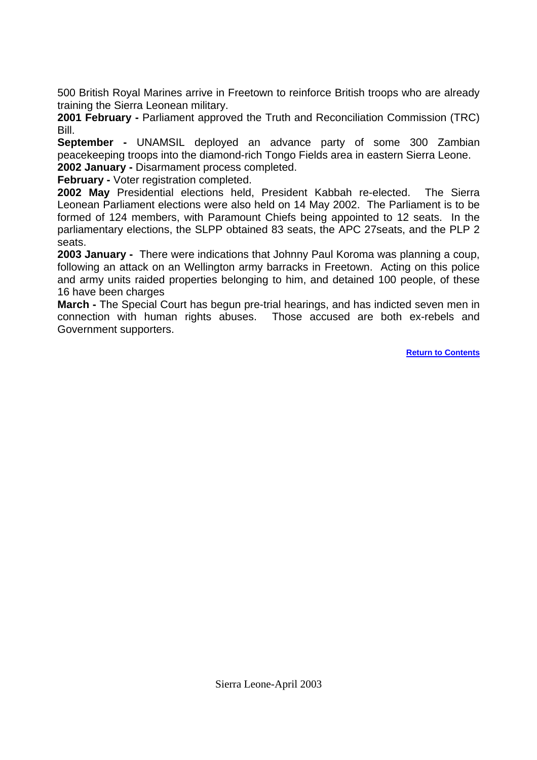500 British Royal Marines arrive in Freetown to reinforce British troops who are already training the Sierra Leonean military.

**2001 February -** Parliament approved the Truth and Reconciliation Commission (TRC) Bill.

**September -** UNAMSIL deployed an advance party of some 300 Zambian peacekeeping troops into the diamond-rich Tongo Fields area in eastern Sierra Leone.

**2002 January -** Disarmament process completed.

**February -** Voter registration completed.

**2002 May** Presidential elections held, President Kabbah re-elected. The Sierra Leonean Parliament elections were also held on 14 May 2002. The Parliament is to be formed of 124 members, with Paramount Chiefs being appointed to 12 seats. In the parliamentary elections, the SLPP obtained 83 seats, the APC 27seats, and the PLP 2 seats.

**2003 January -** There were indications that Johnny Paul Koroma was planning a coup, following an attack on an Wellington army barracks in Freetown. Acting on this police and army units raided properties belonging to him, and detained 100 people, of these 16 have been charges

**March -** The Special Court has begun pre-trial hearings, and has indicted seven men in connection with human rights abuses. Those accused are both ex-rebels and Government supporters.

**Return to Contents**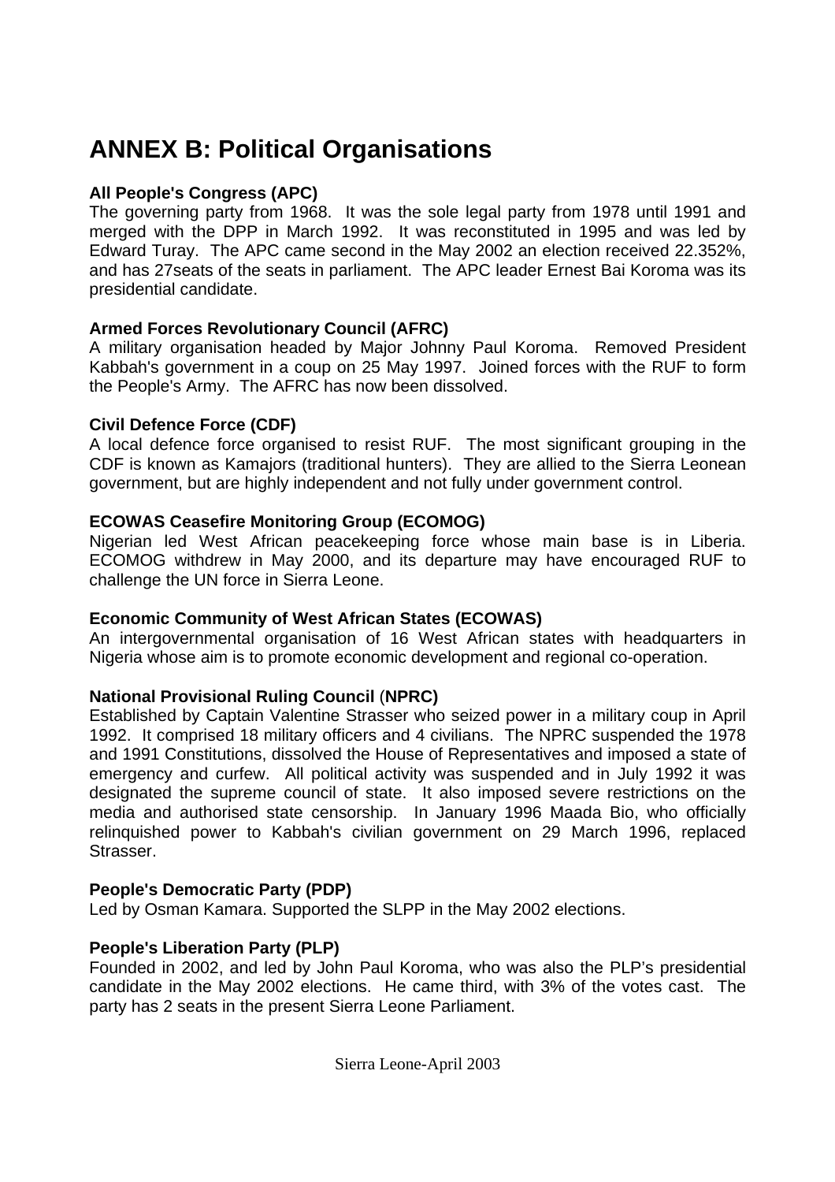# ANNEX B: Political Organisations

**All People's Congress (APC)**
The governing party from 1968. It was the sole legal party from 1978 until 1991 and merged with the DPP in March 1992. It was reconstituted in 1995 and was led by Edward Turay. The APC came second in the May 2002 an election received 22.352%, and has 27seats of the seats in parliament. The APC leader Ernest Bai Koroma was its presidential candidate.

**Armed Forces Revolutionary Council (AFRC)**
A military organisation headed by Major Johnny Paul Koroma. Removed President Kabbah's government in a coup on 25 May 1997. Joined forces with the RUF to form the People's Army. The AFRC has now been dissolved.

**Civil Defence Force (CDF)**
A local defence force organised to resist RUF. The most significant grouping in the CDF is known as Kamajors (traditional hunters). They are allied to the Sierra Leonean government, but are highly independent and not fully under government control.

**ECOWAS Ceasefire Monitoring Group (ECOMOG)**
Nigerian led West African peacekeeping force whose main base is in Liberia. ECOMOG withdrew in May 2000, and its departure may have encouraged RUF to challenge the UN force in Sierra Leone.

**Economic Community of West African States (ECOWAS)**
An intergovernmental organisation of 16 West African states with headquarters in Nigeria whose aim is to promote economic development and regional co-operation.

**National Provisional Ruling Council (NPRC)**
Established by Captain Valentine Strasser who seized power in a military coup in April 1992. It comprised 18 military officers and 4 civilians. The NPRC suspended the 1978 and 1991 Constitutions, dissolved the House of Representatives and imposed a state of emergency and curfew. All political activity was suspended and in July 1992 it was designated the supreme council of state. It also imposed severe restrictions on the media and authorised state censorship. In January 1996 Maada Bio, who officially relinquished power to Kabbah's civilian government on 29 March 1996, replaced Strasser.

**People's Democratic Party (PDP)**
Led by Osman Kamara. Supported the SLPP in the May 2002 elections.

**People's Liberation Party (PLP)**
Founded in 2002, and led by John Paul Koroma, who was also the PLP's presidential candidate in the May 2002 elections. He came third, with 3% of the votes cast. The party has 2 seats in the present Sierra Leone Parliament.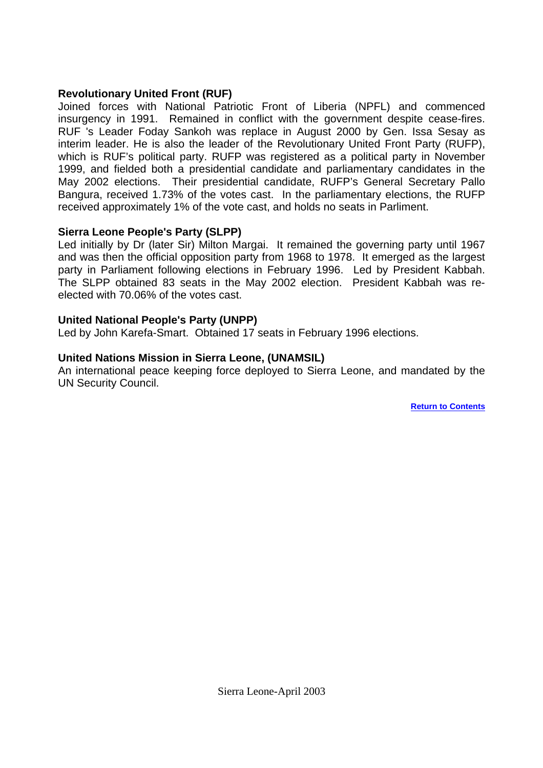**Revolutionary United Front (RUF)**
Joined forces with National Patriotic Front of Liberia (NPFL) and commenced insurgency in 1991. Remained in conflict with the government despite cease-fires. RUF 's Leader Foday Sankoh was replace in August 2000 by Gen. Issa Sesay as interim leader. He is also the leader of the Revolutionary United Front Party (RUFP), which is RUF's political party. RUFP was registered as a political party in November 1999, and fielded both a presidential candidate and parliamentary candidates in the May 2002 elections. Their presidential candidate, RUFP's General Secretary Pallo Bangura, received 1.73% of the votes cast. In the parliamentary elections, the RUFP received approximately 1% of the vote cast, and holds no seats in Parliment.

**Sierra Leone People's Party (SLPP)**
Led initially by Dr (later Sir) Milton Margai. It remained the governing party until 1967 and was then the official opposition party from 1968 to 1978. It emerged as the largest party in Parliament following elections in February 1996. Led by President Kabbah. The SLPP obtained 83 seats in the May 2002 election. President Kabbah was re-elected with 70.06% of the votes cast.

**United National People's Party (UNPP)**
Led by John Karefa-Smart. Obtained 17 seats in February 1996 elections.

**United Nations Mission in Sierra Leone, (UNAMSIL)**
An international peace keeping force deployed to Sierra Leone, and mandated by the UN Security Council.

Return to Contents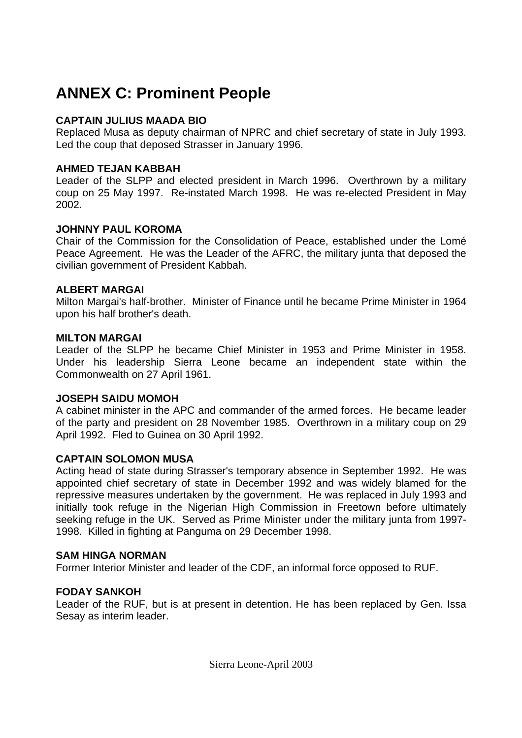# ANNEX C: Prominent People

**CAPTAIN JULIUS MAADA BIO**

Replaced Musa as deputy chairman of NPRC and chief secretary of state in July 1993. Led the coup that deposed Strasser in January 1996.

**AHMED TEJAN KABBAH**

Leader of the SLPP and elected president in March 1996. Overthrown by a military coup on 25 May 1997. Re-instated March 1998. He was re-elected President in May 2002.

**JOHNNY PAUL KOROMA**

Chair of the Commission for the Consolidation of Peace, established under the Lomé Peace Agreement. He was the Leader of the AFRC, the military junta that deposed the civilian government of President Kabbah.

**ALBERT MARGAI**

Milton Margai's half-brother. Minister of Finance until he became Prime Minister in 1964 upon his half brother's death.

**MILTON MARGAI**

Leader of the SLPP he became Chief Minister in 1953 and Prime Minister in 1958. Under his leadership Sierra Leone became an independent state within the Commonwealth on 27 April 1961.

**JOSEPH SAIDU MOMOH**

A cabinet minister in the APC and commander of the armed forces. He became leader of the party and president on 28 November 1985. Overthrown in a military coup on 29 April 1992. Fled to Guinea on 30 April 1992.

**CAPTAIN SOLOMON MUSA**

Acting head of state during Strasser's temporary absence in September 1992. He was appointed chief secretary of state in December 1992 and was widely blamed for the repressive measures undertaken by the government. He was replaced in July 1993 and initially took refuge in the Nigerian High Commission in Freetown before ultimately seeking refuge in the UK. Served as Prime Minister under the military junta from 1997-1998. Killed in fighting at Panguma on 29 December 1998.

**SAM HINGA NORMAN**

Former Interior Minister and leader of the CDF, an informal force opposed to RUF.

**FODAY SANKOH**

Leader of the RUF, but is at present in detention. He has been replaced by Gen. Issa Sesay as interim leader.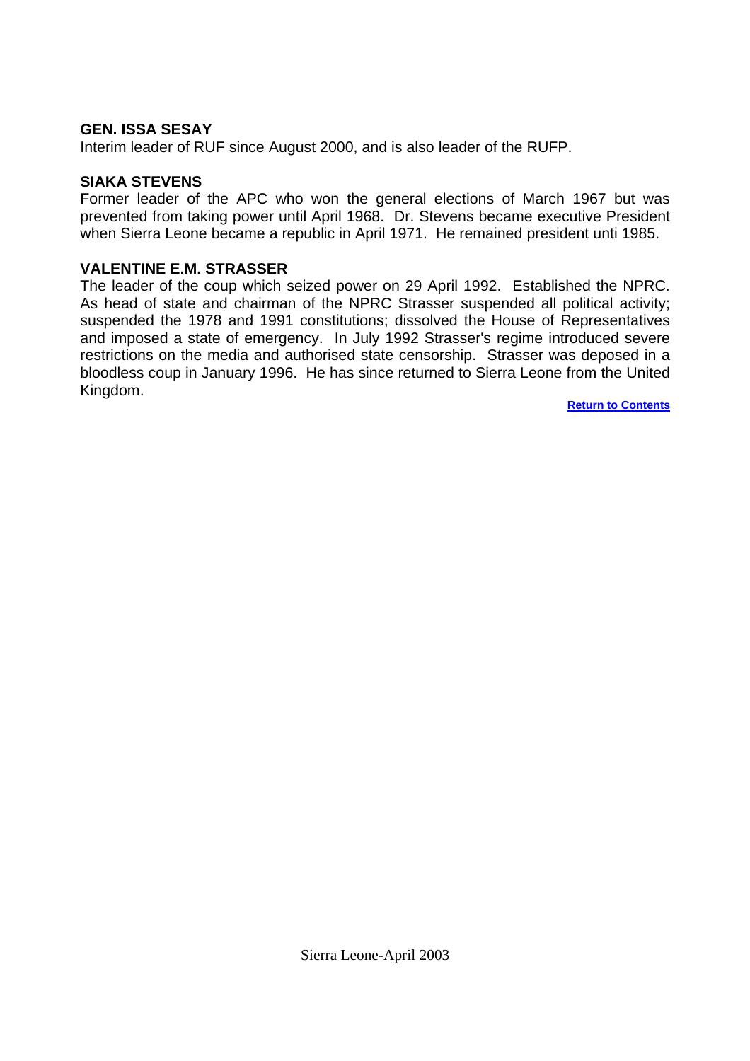**GEN. ISSA SESAY**

Interim leader of RUF since August 2000, and is also leader of the RUFP.

**SIAKA STEVENS**

Former leader of the APC who won the general elections of March 1967 but was prevented from taking power until April 1968. Dr. Stevens became executive President when Sierra Leone became a republic in April 1971. He remained president unti 1985.

**VALENTINE E.M. STRASSER**

The leader of the coup which seized power on 29 April 1992. Established the NPRC. As head of state and chairman of the NPRC Strasser suspended all political activity; suspended the 1978 and 1991 constitutions; dissolved the House of Representatives and imposed a state of emergency. In July 1992 Strasser's regime introduced severe restrictions on the media and authorised state censorship. Strasser was deposed in a bloodless coup in January 1996. He has since returned to Sierra Leone from the United Kingdom.

**Return to Contents**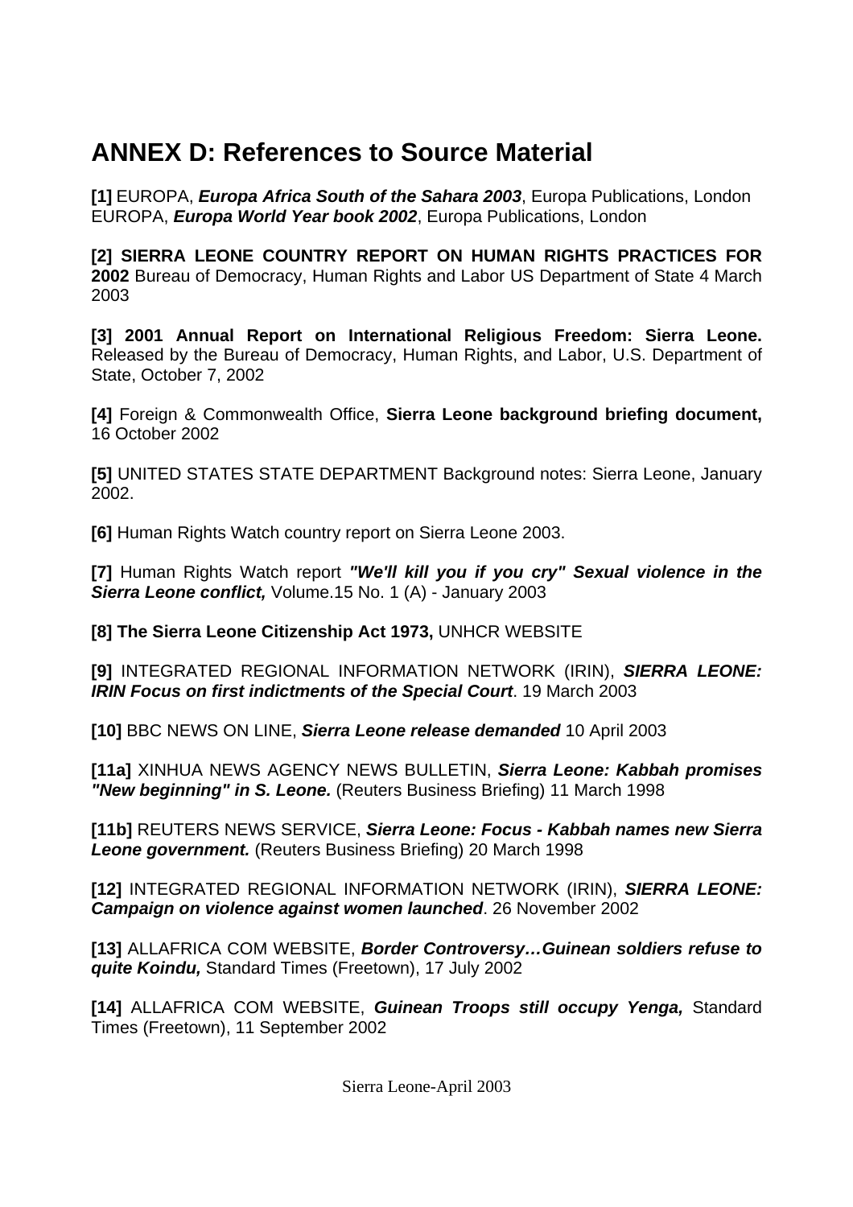# ANNEX D: References to Source Material

**[1]** EUROPA, ***Europa Africa South of the Sahara 2003***, Europa Publications, London
EUROPA, ***Europa World Year book 2002***, Europa Publications, London

**[2] SIERRA LEONE COUNTRY REPORT ON HUMAN RIGHTS PRACTICES FOR 2002** Bureau of Democracy, Human Rights and Labor US Department of State 4 March 2003

**[3] 2001 Annual Report on International Religious Freedom: Sierra Leone.** Released by the Bureau of Democracy, Human Rights, and Labor, U.S. Department of State, October 7, 2002

**[4]** Foreign & Commonwealth Office, **Sierra Leone background briefing document,** 16 October 2002

**[5]** UNITED STATES STATE DEPARTMENT Background notes: Sierra Leone, January 2002.

**[6]** Human Rights Watch country report on Sierra Leone 2003.

**[7]** Human Rights Watch report ***"We'll kill you if you cry" Sexual violence in the Sierra Leone conflict,*** Volume.15 No. 1 (A) - January 2003

**[8] The Sierra Leone Citizenship Act 1973,** UNHCR WEBSITE

**[9]** INTEGRATED REGIONAL INFORMATION NETWORK (IRIN), ***SIERRA LEONE: IRIN Focus on first indictments of the Special Court***. 19 March 2003

**[10]** BBC NEWS ON LINE, ***Sierra Leone release demanded*** 10 April 2003

**[11a]** XINHUA NEWS AGENCY NEWS BULLETIN, ***Sierra Leone: Kabbah promises "New beginning" in S. Leone.*** (Reuters Business Briefing) 11 March 1998

**[11b]** REUTERS NEWS SERVICE, ***Sierra Leone: Focus - Kabbah names new Sierra Leone government.*** (Reuters Business Briefing) 20 March 1998

**[12]** INTEGRATED REGIONAL INFORMATION NETWORK (IRIN), ***SIERRA LEONE: Campaign on violence against women launched***. 26 November 2002

**[13]** ALLAFRICA COM WEBSITE, ***Border Controversy…Guinean soldiers refuse to quite Koindu,*** Standard Times (Freetown), 17 July 2002

**[14]** ALLAFRICA COM WEBSITE, ***Guinean Troops still occupy Yenga,*** Standard Times (Freetown), 11 September 2002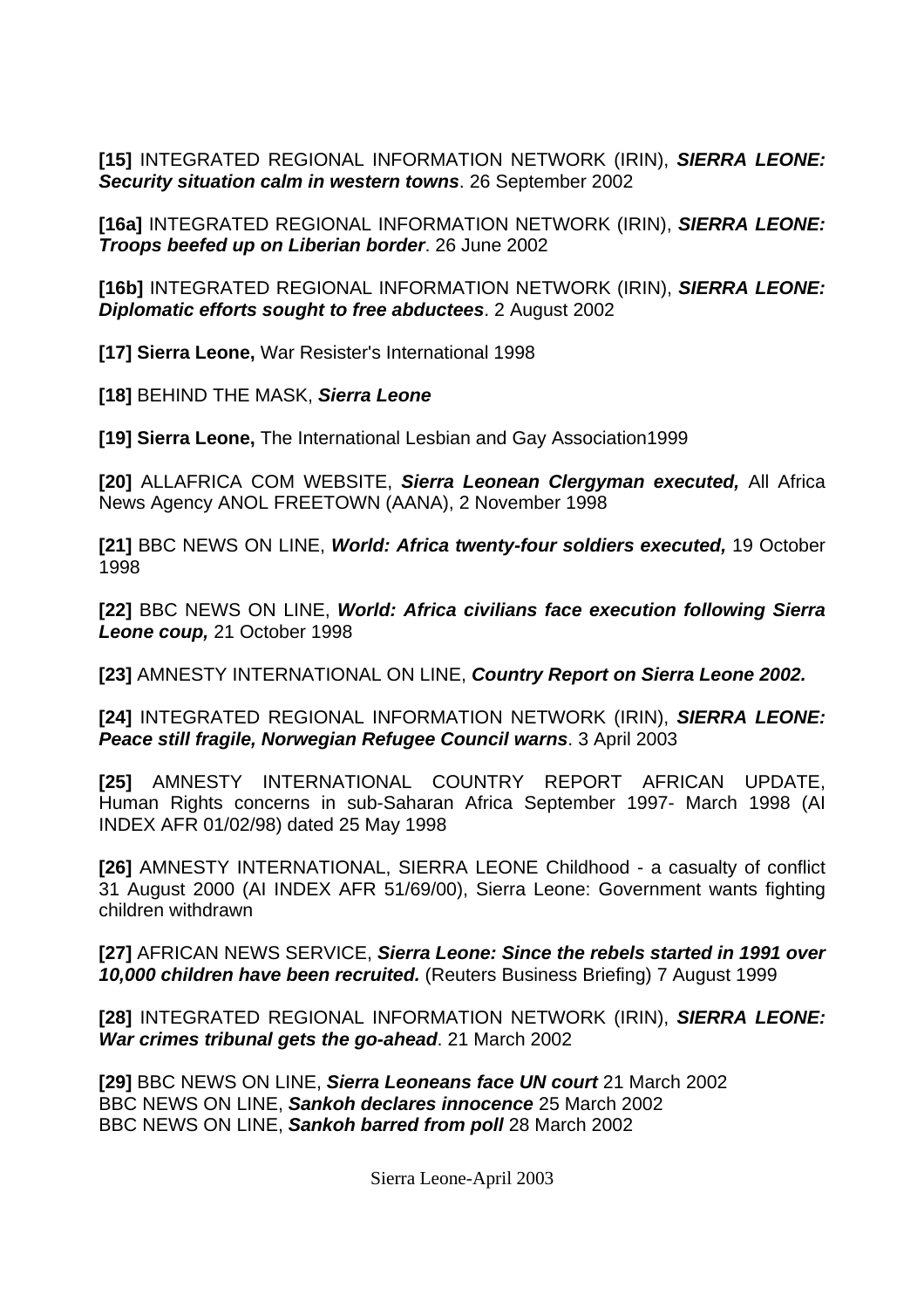**[15]** INTEGRATED REGIONAL INFORMATION NETWORK (IRIN), ***SIERRA LEONE: Security situation calm in western towns***. 26 September 2002

**[16a]** INTEGRATED REGIONAL INFORMATION NETWORK (IRIN), ***SIERRA LEONE: Troops beefed up on Liberian border***. 26 June 2002

**[16b]** INTEGRATED REGIONAL INFORMATION NETWORK (IRIN), ***SIERRA LEONE: Diplomatic efforts sought to free abductees***. 2 August 2002

**[17] Sierra Leone,** War Resister's International 1998

**[18]** BEHIND THE MASK, ***Sierra Leone***

**[19] Sierra Leone,** The International Lesbian and Gay Association1999

**[20]** ALLAFRICA COM WEBSITE, ***Sierra Leonean Clergyman executed,*** All Africa News Agency ANOL FREETOWN (AANA), 2 November 1998

**[21]** BBC NEWS ON LINE, ***World: Africa twenty-four soldiers executed,*** 19 October 1998

**[22]** BBC NEWS ON LINE, ***World: Africa civilians face execution following Sierra Leone coup,*** 21 October 1998

**[23]** AMNESTY INTERNATIONAL ON LINE, ***Country Report on Sierra Leone 2002.***

**[24]** INTEGRATED REGIONAL INFORMATION NETWORK (IRIN), ***SIERRA LEONE: Peace still fragile, Norwegian Refugee Council warns***. 3 April 2003

**[25]** AMNESTY INTERNATIONAL COUNTRY REPORT AFRICAN UPDATE, Human Rights concerns in sub-Saharan Africa September 1997- March 1998 (AI INDEX AFR 01/02/98) dated 25 May 1998

**[26]** AMNESTY INTERNATIONAL, SIERRA LEONE Childhood - a casualty of conflict 31 August 2000 (AI INDEX AFR 51/69/00), Sierra Leone: Government wants fighting children withdrawn

**[27]** AFRICAN NEWS SERVICE, ***Sierra Leone: Since the rebels started in 1991 over 10,000 children have been recruited.*** (Reuters Business Briefing) 7 August 1999

**[28]** INTEGRATED REGIONAL INFORMATION NETWORK (IRIN), ***SIERRA LEONE: War crimes tribunal gets the go-ahead***. 21 March 2002

**[29]** BBC NEWS ON LINE, ***Sierra Leoneans face UN court*** 21 March 2002
BBC NEWS ON LINE, ***Sankoh declares innocence*** 25 March 2002
BBC NEWS ON LINE, ***Sankoh barred from poll*** 28 March 2002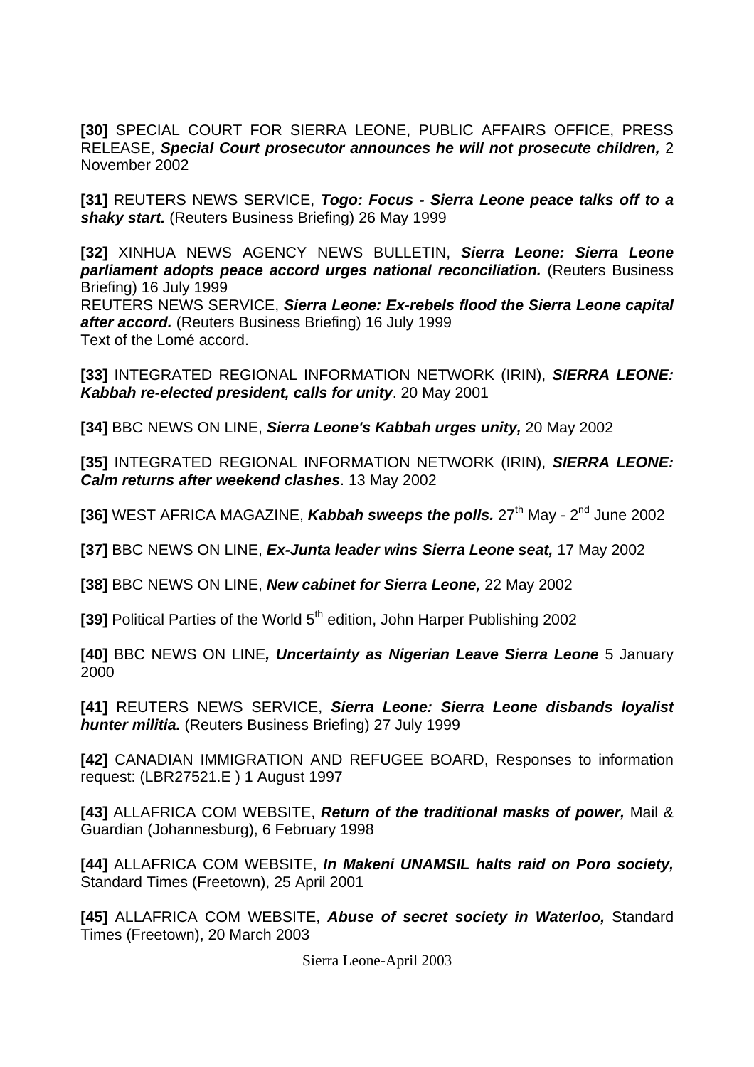**[30]** SPECIAL COURT FOR SIERRA LEONE, PUBLIC AFFAIRS OFFICE, PRESS RELEASE, ***Special Court prosecutor announces he will not prosecute children,*** 2 November 2002

**[31]** REUTERS NEWS SERVICE, ***Togo: Focus - Sierra Leone peace talks off to a shaky start.*** (Reuters Business Briefing) 26 May 1999

**[32]** XINHUA NEWS AGENCY NEWS BULLETIN, ***Sierra Leone: Sierra Leone parliament adopts peace accord urges national reconciliation.*** (Reuters Business Briefing) 16 July 1999
REUTERS NEWS SERVICE, ***Sierra Leone: Ex-rebels flood the Sierra Leone capital after accord.*** (Reuters Business Briefing) 16 July 1999
Text of the Lomé accord.

**[33]** INTEGRATED REGIONAL INFORMATION NETWORK (IRIN), ***SIERRA LEONE: Kabbah re-elected president, calls for unity***. 20 May 2001

**[34]** BBC NEWS ON LINE, ***Sierra Leone's Kabbah urges unity,*** 20 May 2002

**[35]** INTEGRATED REGIONAL INFORMATION NETWORK (IRIN), ***SIERRA LEONE: Calm returns after weekend clashes***. 13 May 2002

**[36]** WEST AFRICA MAGAZINE, ***Kabbah sweeps the polls.*** 27th May - 2nd June 2002

**[37]** BBC NEWS ON LINE, ***Ex-Junta leader wins Sierra Leone seat,*** 17 May 2002

**[38]** BBC NEWS ON LINE, ***New cabinet for Sierra Leone,*** 22 May 2002

**[39]** Political Parties of the World 5th edition, John Harper Publishing 2002

**[40]** BBC NEWS ON LINE***, Uncertainty as Nigerian Leave Sierra Leone*** 5 January 2000

**[41]** REUTERS NEWS SERVICE, ***Sierra Leone: Sierra Leone disbands loyalist hunter militia.*** (Reuters Business Briefing) 27 July 1999

**[42]** CANADIAN IMMIGRATION AND REFUGEE BOARD, Responses to information request: (LBR27521.E ) 1 August 1997

**[43]** ALLAFRICA COM WEBSITE, ***Return of the traditional masks of power,*** Mail & Guardian (Johannesburg), 6 February 1998

**[44]** ALLAFRICA COM WEBSITE, ***In Makeni UNAMSIL halts raid on Poro society,*** Standard Times (Freetown), 25 April 2001

**[45]** ALLAFRICA COM WEBSITE, ***Abuse of secret society in Waterloo,*** Standard Times (Freetown), 20 March 2003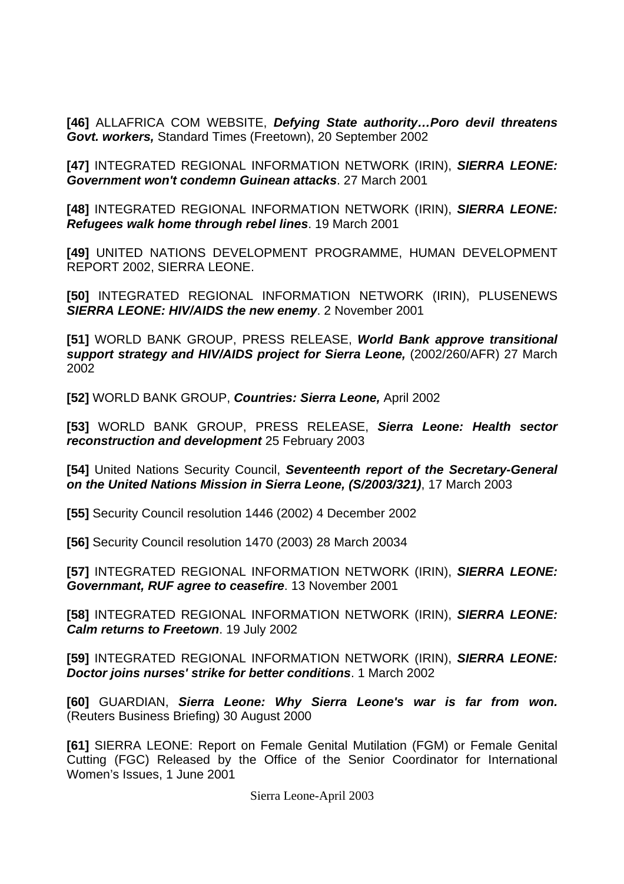**[46]** ALLAFRICA COM WEBSITE, ***Defying State authority…Poro devil threatens Govt. workers,*** Standard Times (Freetown), 20 September 2002

**[47]** INTEGRATED REGIONAL INFORMATION NETWORK (IRIN), ***SIERRA LEONE: Government won't condemn Guinean attacks***. 27 March 2001

**[48]** INTEGRATED REGIONAL INFORMATION NETWORK (IRIN), ***SIERRA LEONE: Refugees walk home through rebel lines***. 19 March 2001

**[49]** UNITED NATIONS DEVELOPMENT PROGRAMME, HUMAN DEVELOPMENT REPORT 2002, SIERRA LEONE.

**[50]** INTEGRATED REGIONAL INFORMATION NETWORK (IRIN), PLUSENEWS ***SIERRA LEONE: HIV/AIDS the new enemy***. 2 November 2001

**[51]** WORLD BANK GROUP, PRESS RELEASE, ***World Bank approve transitional support strategy and HIV/AIDS project for Sierra Leone,*** (2002/260/AFR) 27 March 2002

**[52]** WORLD BANK GROUP, ***Countries: Sierra Leone,*** April 2002

**[53]** WORLD BANK GROUP, PRESS RELEASE, ***Sierra Leone: Health sector reconstruction and development*** 25 February 2003

**[54]** United Nations Security Council, ***Seventeenth report of the Secretary-General on the United Nations Mission in Sierra Leone, (S/2003/321)***, 17 March 2003

**[55]** Security Council resolution 1446 (2002) 4 December 2002

**[56]** Security Council resolution 1470 (2003) 28 March 20034

**[57]** INTEGRATED REGIONAL INFORMATION NETWORK (IRIN), ***SIERRA LEONE: Governmant, RUF agree to ceasefire***. 13 November 2001

**[58]** INTEGRATED REGIONAL INFORMATION NETWORK (IRIN), ***SIERRA LEONE: Calm returns to Freetown***. 19 July 2002

**[59]** INTEGRATED REGIONAL INFORMATION NETWORK (IRIN), ***SIERRA LEONE: Doctor joins nurses' strike for better conditions***. 1 March 2002

**[60]** GUARDIAN, ***Sierra Leone: Why Sierra Leone's war is far from won.*** (Reuters Business Briefing) 30 August 2000

**[61]** SIERRA LEONE: Report on Female Genital Mutilation (FGM) or Female Genital Cutting (FGC) Released by the Office of the Senior Coordinator for International Women's Issues, 1 June 2001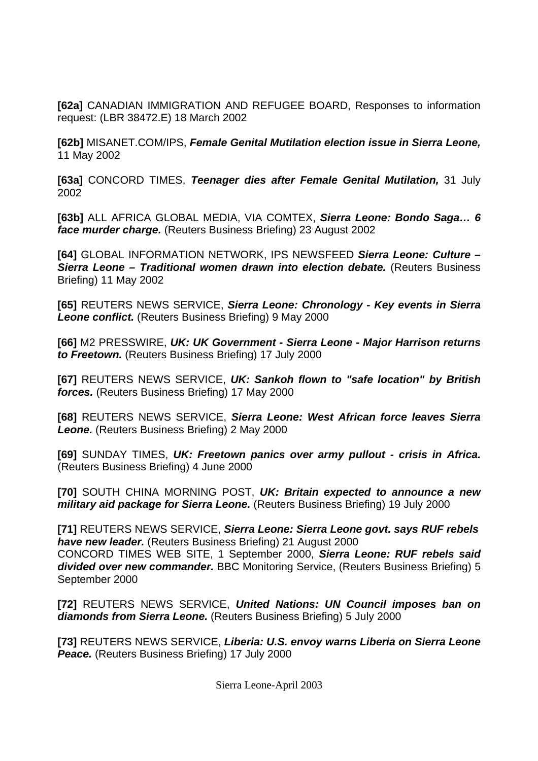**[62a]** CANADIAN IMMIGRATION AND REFUGEE BOARD, Responses to information request: (LBR 38472.E) 18 March 2002

**[62b]** MISANET.COM/IPS, ***Female Genital Mutilation election issue in Sierra Leone,*** 11 May 2002

**[63a]** CONCORD TIMES, ***Teenager dies after Female Genital Mutilation,*** 31 July 2002

**[63b]** ALL AFRICA GLOBAL MEDIA, VIA COMTEX, ***Sierra Leone: Bondo Saga… 6 face murder charge.*** (Reuters Business Briefing) 23 August 2002

**[64]** GLOBAL INFORMATION NETWORK, IPS NEWSFEED ***Sierra Leone: Culture – Sierra Leone – Traditional women drawn into election debate.*** (Reuters Business Briefing) 11 May 2002

**[65]** REUTERS NEWS SERVICE, ***Sierra Leone: Chronology - Key events in Sierra Leone conflict.*** (Reuters Business Briefing) 9 May 2000

**[66]** M2 PRESSWIRE, ***UK: UK Government - Sierra Leone - Major Harrison returns to Freetown.*** (Reuters Business Briefing) 17 July 2000

**[67]** REUTERS NEWS SERVICE, ***UK: Sankoh flown to "safe location" by British forces.*** (Reuters Business Briefing) 17 May 2000

**[68]** REUTERS NEWS SERVICE, ***Sierra Leone: West African force leaves Sierra Leone.*** (Reuters Business Briefing) 2 May 2000

**[69]** SUNDAY TIMES, ***UK: Freetown panics over army pullout - crisis in Africa.*** (Reuters Business Briefing) 4 June 2000

**[70]** SOUTH CHINA MORNING POST, ***UK: Britain expected to announce a new military aid package for Sierra Leone.*** (Reuters Business Briefing) 19 July 2000

**[71]** REUTERS NEWS SERVICE, ***Sierra Leone: Sierra Leone govt. says RUF rebels have new leader.*** (Reuters Business Briefing) 21 August 2000
CONCORD TIMES WEB SITE, 1 September 2000, ***Sierra Leone: RUF rebels said divided over new commander.*** BBC Monitoring Service, (Reuters Business Briefing) 5 September 2000

**[72]** REUTERS NEWS SERVICE, ***United Nations: UN Council imposes ban on diamonds from Sierra Leone.*** (Reuters Business Briefing) 5 July 2000

**[73]** REUTERS NEWS SERVICE, ***Liberia: U.S. envoy warns Liberia on Sierra Leone Peace.*** (Reuters Business Briefing) 17 July 2000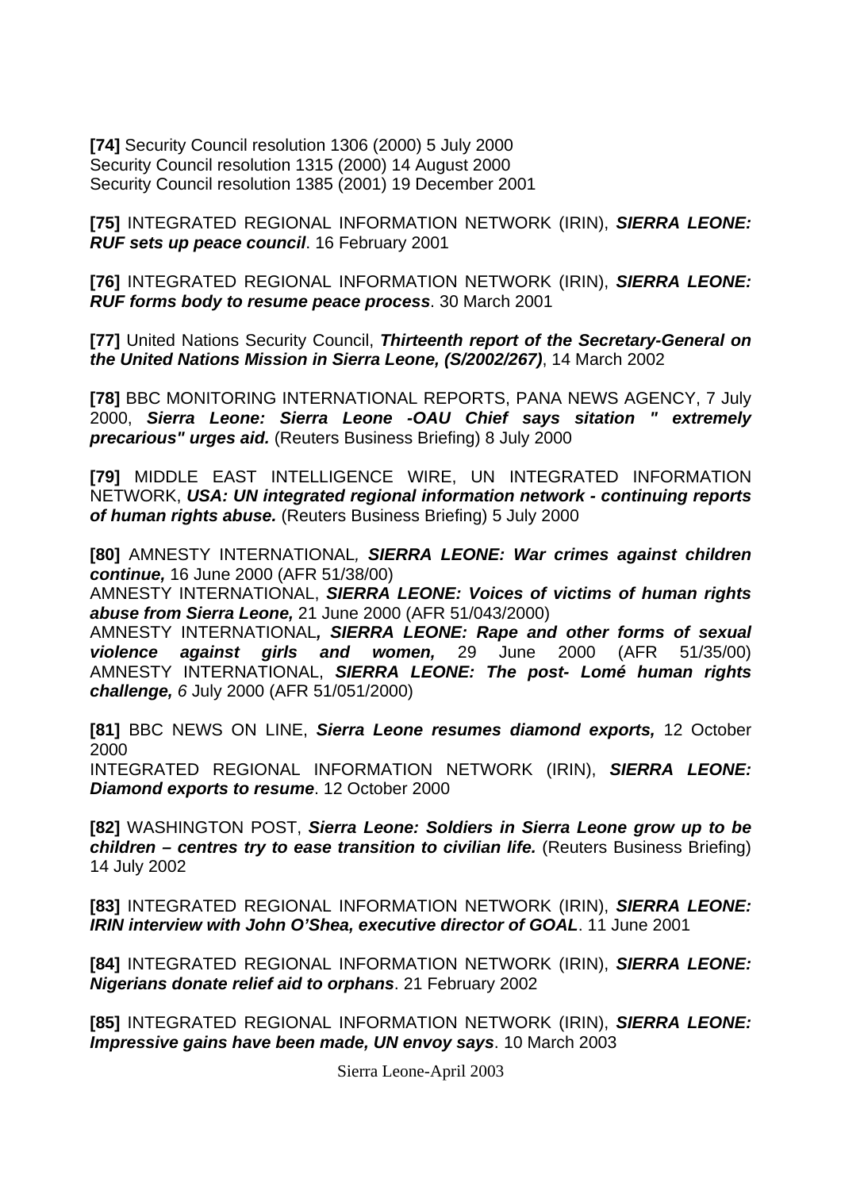**[74]** Security Council resolution 1306 (2000) 5 July 2000
Security Council resolution 1315 (2000) 14 August 2000
Security Council resolution 1385 (2001) 19 December 2001

**[75]** INTEGRATED REGIONAL INFORMATION NETWORK (IRIN), ***SIERRA LEONE: RUF sets up peace council***. 16 February 2001

**[76]** INTEGRATED REGIONAL INFORMATION NETWORK (IRIN), ***SIERRA LEONE: RUF forms body to resume peace process***. 30 March 2001

**[77]** United Nations Security Council, ***Thirteenth report of the Secretary-General on the United Nations Mission in Sierra Leone, (S/2002/267)***, 14 March 2002

**[78]** BBC MONITORING INTERNATIONAL REPORTS, PANA NEWS AGENCY, 7 July 2000, ***Sierra Leone: Sierra Leone -OAU Chief says sitation " extremely precarious" urges aid.*** (Reuters Business Briefing) 8 July 2000

**[79]** MIDDLE EAST INTELLIGENCE WIRE, UN INTEGRATED INFORMATION NETWORK, ***USA: UN integrated regional information network - continuing reports of human rights abuse.*** (Reuters Business Briefing) 5 July 2000

**[80]** AMNESTY INTERNATIONAL, ***SIERRA LEONE: War crimes against children continue,*** 16 June 2000 (AFR 51/38/00)
AMNESTY INTERNATIONAL, ***SIERRA LEONE: Voices of victims of human rights abuse from Sierra Leone,*** 21 June 2000 (AFR 51/043/2000)
AMNESTY INTERNATIONAL***, SIERRA LEONE: Rape and other forms of sexual violence against girls and women,*** 29 June 2000 (AFR 51/35/00)
AMNESTY INTERNATIONAL, ***SIERRA LEONE: The post- Lomé human rights challenge,*** *6* July 2000 (AFR 51/051/2000)

**[81]** BBC NEWS ON LINE, ***Sierra Leone resumes diamond exports,*** 12 October 2000
INTEGRATED REGIONAL INFORMATION NETWORK (IRIN), ***SIERRA LEONE: Diamond exports to resume***. 12 October 2000

**[82]** WASHINGTON POST, ***Sierra Leone: Soldiers in Sierra Leone grow up to be children – centres try to ease transition to civilian life.*** (Reuters Business Briefing) 14 July 2002

**[83]** INTEGRATED REGIONAL INFORMATION NETWORK (IRIN), ***SIERRA LEONE: IRIN interview with John O'Shea, executive director of GOAL***. 11 June 2001

**[84]** INTEGRATED REGIONAL INFORMATION NETWORK (IRIN), ***SIERRA LEONE: Nigerians donate relief aid to orphans***. 21 February 2002

**[85]** INTEGRATED REGIONAL INFORMATION NETWORK (IRIN), ***SIERRA LEONE: Impressive gains have been made, UN envoy says***. 10 March 2003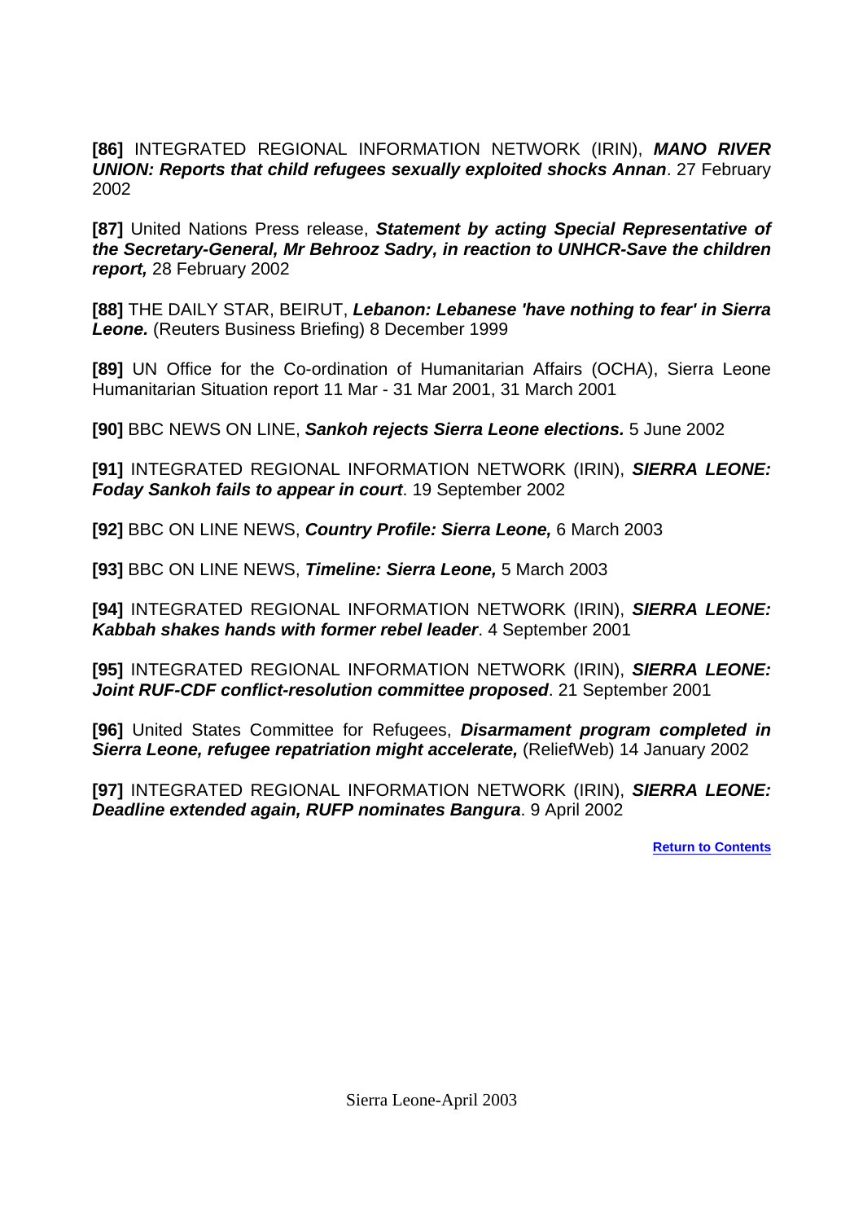**[86]** INTEGRATED REGIONAL INFORMATION NETWORK (IRIN), ***MANO RIVER UNION: Reports that child refugees sexually exploited shocks Annan***. 27 February 2002

**[87]** United Nations Press release, ***Statement by acting Special Representative of the Secretary-General, Mr Behrooz Sadry, in reaction to UNHCR-Save the children report,*** 28 February 2002

**[88]** THE DAILY STAR, BEIRUT, ***Lebanon: Lebanese 'have nothing to fear' in Sierra Leone.*** (Reuters Business Briefing) 8 December 1999

**[89]** UN Office for the Co-ordination of Humanitarian Affairs (OCHA), Sierra Leone Humanitarian Situation report 11 Mar - 31 Mar 2001, 31 March 2001

**[90]** BBC NEWS ON LINE, ***Sankoh rejects Sierra Leone elections.*** 5 June 2002

**[91]** INTEGRATED REGIONAL INFORMATION NETWORK (IRIN), ***SIERRA LEONE: Foday Sankoh fails to appear in court***. 19 September 2002

**[92]** BBC ON LINE NEWS, ***Country Profile: Sierra Leone,*** 6 March 2003

**[93]** BBC ON LINE NEWS, ***Timeline: Sierra Leone,*** 5 March 2003

**[94]** INTEGRATED REGIONAL INFORMATION NETWORK (IRIN), ***SIERRA LEONE: Kabbah shakes hands with former rebel leader***. 4 September 2001

**[95]** INTEGRATED REGIONAL INFORMATION NETWORK (IRIN), ***SIERRA LEONE: Joint RUF-CDF conflict-resolution committee proposed***. 21 September 2001

**[96]** United States Committee for Refugees, ***Disarmament program completed in Sierra Leone, refugee repatriation might accelerate,*** (ReliefWeb) 14 January 2002

**[97]** INTEGRATED REGIONAL INFORMATION NETWORK (IRIN), ***SIERRA LEONE: Deadline extended again, RUFP nominates Bangura***. 9 April 2002

**Return to Contents**